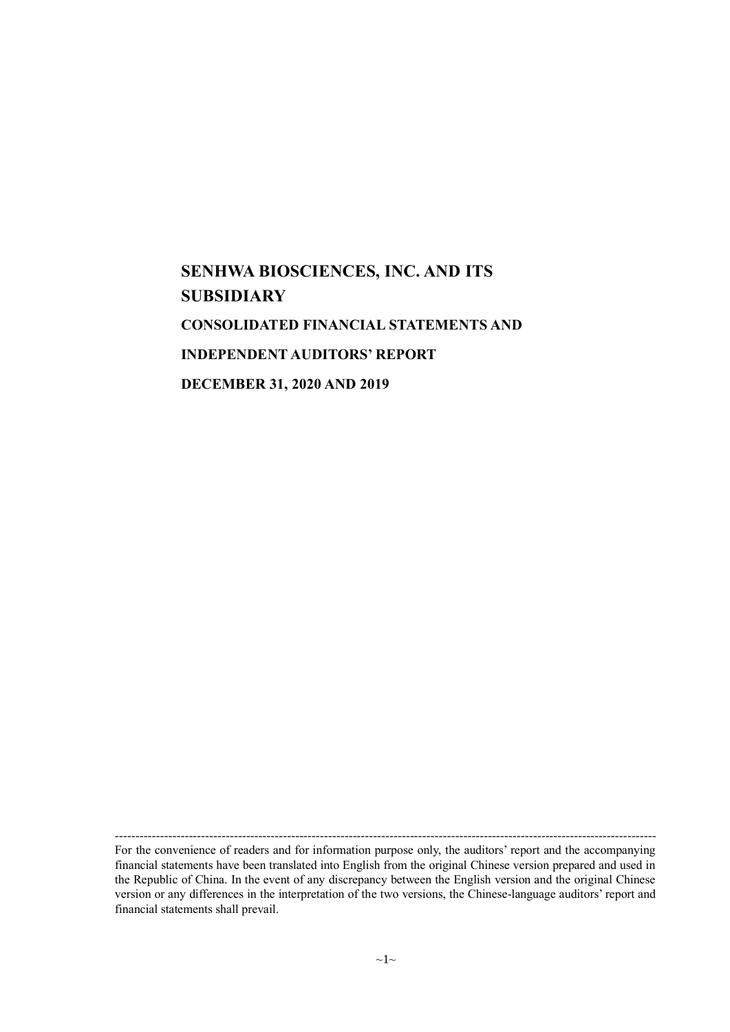# SENHWA BIOSCIENCES, INC. AND ITS SUBSIDIARY

## CONSOLIDATED FINANCIAL STATEMENTS AND

## INDEPENDENT AUDITORS' REPORT

## DECEMBER 31, 2020 AND 2019

---

For the convenience of readers and for information purpose only, the auditors' report and the accompanying financial statements have been translated into English from the original Chinese version prepared and used in the Republic of China. In the event of any discrepancy between the English version and the original Chinese version or any differences in the interpretation of the two versions, the Chinese-language auditors' report and financial statements shall prevail.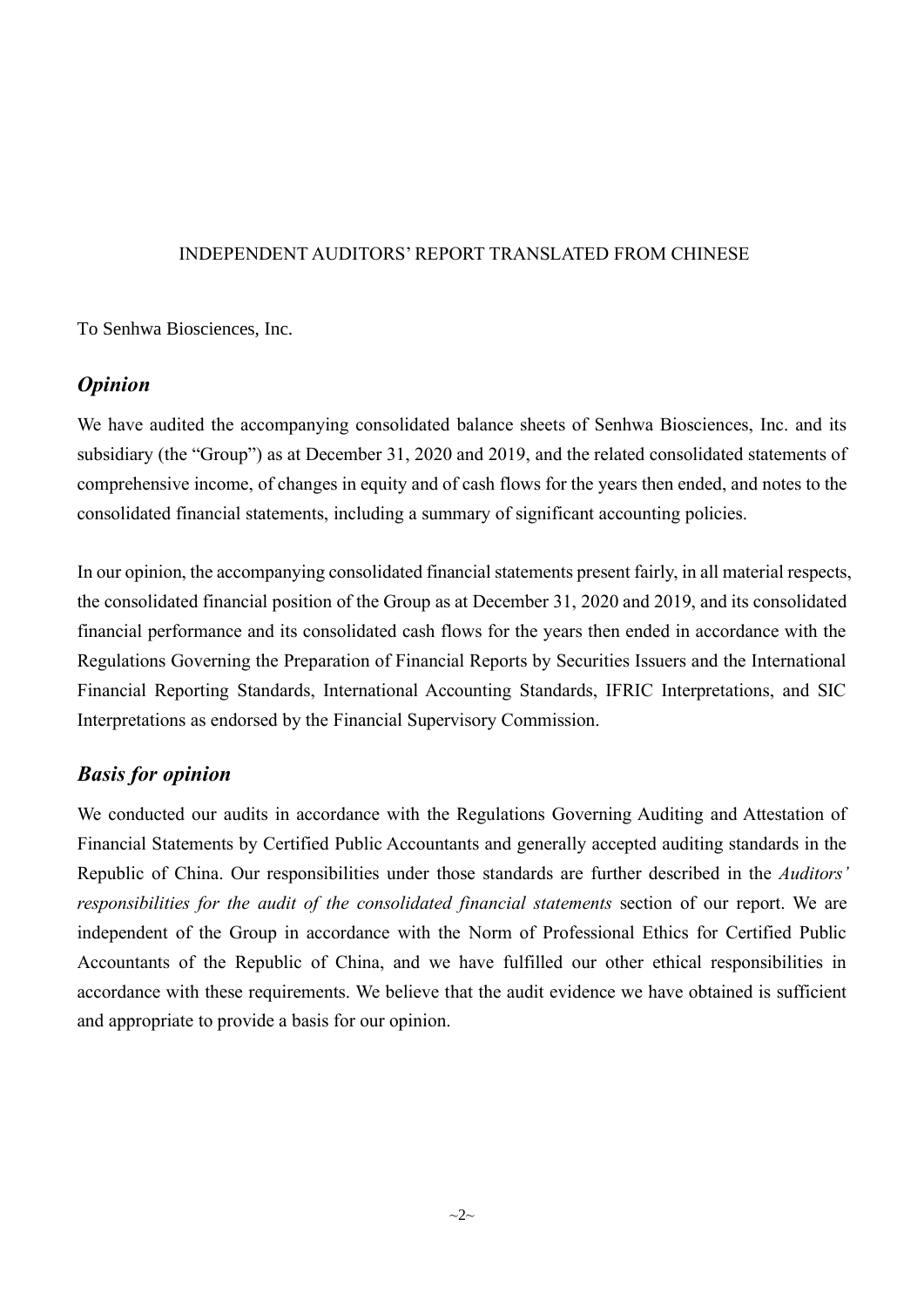INDEPENDENT AUDITORS' REPORT TRANSLATED FROM CHINESE

To Senhwa Biosciences, Inc.

## *Opinion*

We have audited the accompanying consolidated balance sheets of Senhwa Biosciences, Inc. and its subsidiary (the "Group") as at December 31, 2020 and 2019, and the related consolidated statements of comprehensive income, of changes in equity and of cash flows for the years then ended, and notes to the consolidated financial statements, including a summary of significant accounting policies.

In our opinion, the accompanying consolidated financial statements present fairly, in all material respects, the consolidated financial position of the Group as at December 31, 2020 and 2019, and its consolidated financial performance and its consolidated cash flows for the years then ended in accordance with the Regulations Governing the Preparation of Financial Reports by Securities Issuers and the International Financial Reporting Standards, International Accounting Standards, IFRIC Interpretations, and SIC Interpretations as endorsed by the Financial Supervisory Commission.

## *Basis for opinion*

We conducted our audits in accordance with the Regulations Governing Auditing and Attestation of Financial Statements by Certified Public Accountants and generally accepted auditing standards in the Republic of China. Our responsibilities under those standards are further described in the *Auditors' responsibilities for the audit of the consolidated financial statements* section of our report. We are independent of the Group in accordance with the Norm of Professional Ethics for Certified Public Accountants of the Republic of China, and we have fulfilled our other ethical responsibilities in accordance with these requirements. We believe that the audit evidence we have obtained is sufficient and appropriate to provide a basis for our opinion.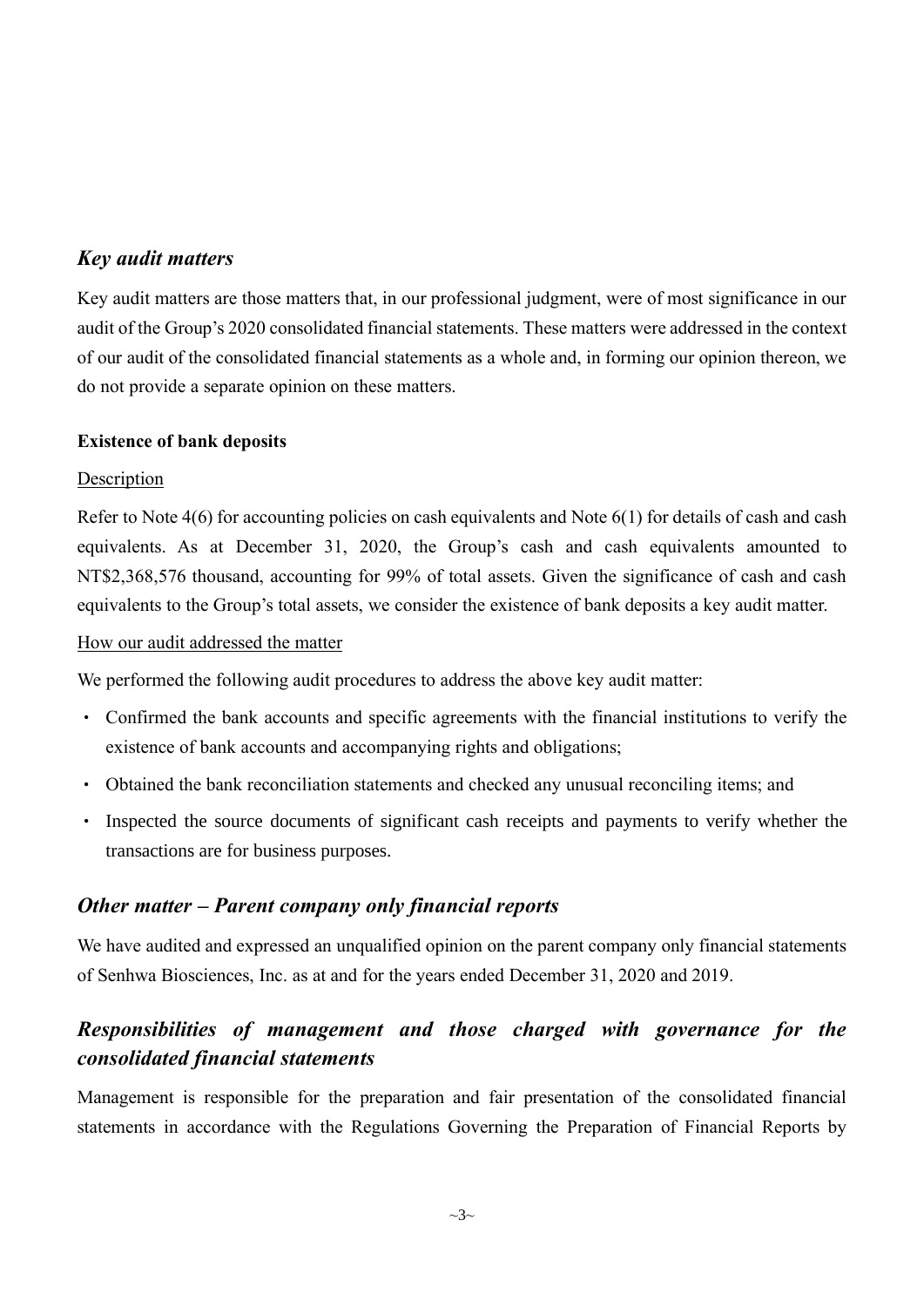## *Key audit matters*

Key audit matters are those matters that, in our professional judgment, were of most significance in our audit of the Group's 2020 consolidated financial statements. These matters were addressed in the context of our audit of the consolidated financial statements as a whole and, in forming our opinion thereon, we do not provide a separate opinion on these matters.

### Existence of bank deposits

Description

Refer to Note 4(6) for accounting policies on cash equivalents and Note 6(1) for details of cash and cash equivalents. As at December 31, 2020, the Group's cash and cash equivalents amounted to NT$2,368,576 thousand, accounting for 99% of total assets. Given the significance of cash and cash equivalents to the Group's total assets, we consider the existence of bank deposits a key audit matter.

How our audit addressed the matter

We performed the following audit procedures to address the above key audit matter:

- Confirmed the bank accounts and specific agreements with the financial institutions to verify the existence of bank accounts and accompanying rights and obligations;
- Obtained the bank reconciliation statements and checked any unusual reconciling items; and
- Inspected the source documents of significant cash receipts and payments to verify whether the transactions are for business purposes.

## *Other matter – Parent company only financial reports*

We have audited and expressed an unqualified opinion on the parent company only financial statements of Senhwa Biosciences, Inc. as at and for the years ended December 31, 2020 and 2019.

## *Responsibilities of management and those charged with governance for the consolidated financial statements*

Management is responsible for the preparation and fair presentation of the consolidated financial statements in accordance with the Regulations Governing the Preparation of Financial Reports by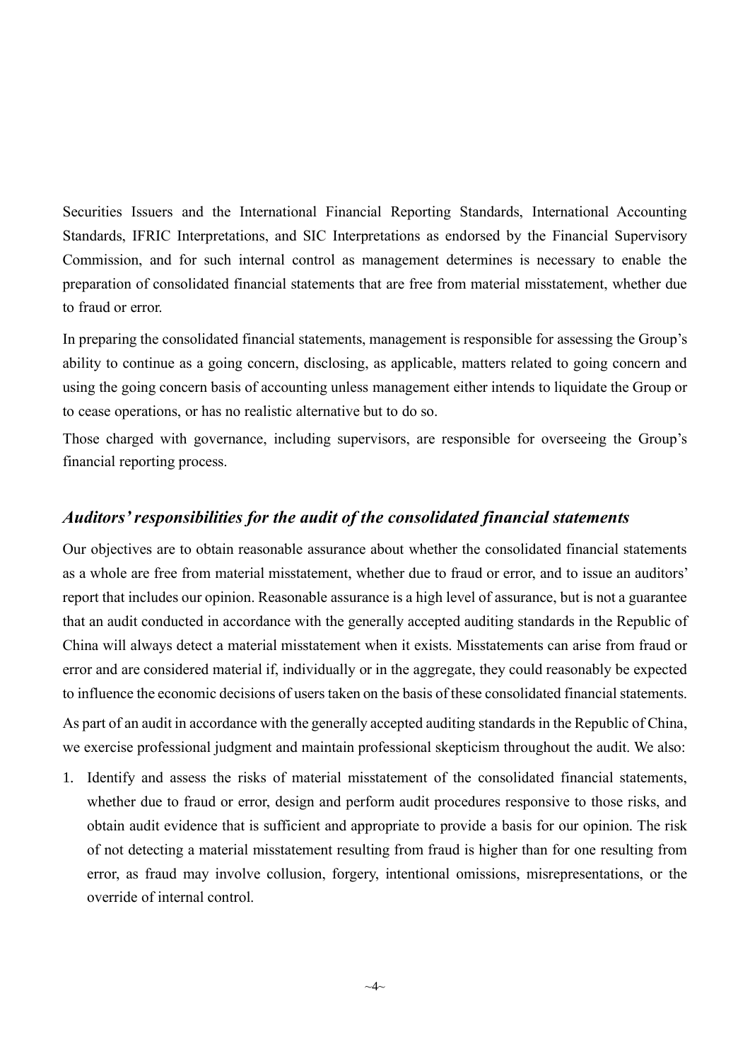Securities Issuers and the International Financial Reporting Standards, International Accounting Standards, IFRIC Interpretations, and SIC Interpretations as endorsed by the Financial Supervisory Commission, and for such internal control as management determines is necessary to enable the preparation of consolidated financial statements that are free from material misstatement, whether due to fraud or error.

In preparing the consolidated financial statements, management is responsible for assessing the Group's ability to continue as a going concern, disclosing, as applicable, matters related to going concern and using the going concern basis of accounting unless management either intends to liquidate the Group or to cease operations, or has no realistic alternative but to do so.

Those charged with governance, including supervisors, are responsible for overseeing the Group's financial reporting process.

## *Auditors' responsibilities for the audit of the consolidated financial statements*

Our objectives are to obtain reasonable assurance about whether the consolidated financial statements as a whole are free from material misstatement, whether due to fraud or error, and to issue an auditors' report that includes our opinion. Reasonable assurance is a high level of assurance, but is not a guarantee that an audit conducted in accordance with the generally accepted auditing standards in the Republic of China will always detect a material misstatement when it exists. Misstatements can arise from fraud or error and are considered material if, individually or in the aggregate, they could reasonably be expected to influence the economic decisions of users taken on the basis of these consolidated financial statements.

As part of an audit in accordance with the generally accepted auditing standards in the Republic of China, we exercise professional judgment and maintain professional skepticism throughout the audit. We also:

1. Identify and assess the risks of material misstatement of the consolidated financial statements, whether due to fraud or error, design and perform audit procedures responsive to those risks, and obtain audit evidence that is sufficient and appropriate to provide a basis for our opinion. The risk of not detecting a material misstatement resulting from fraud is higher than for one resulting from error, as fraud may involve collusion, forgery, intentional omissions, misrepresentations, or the override of internal control.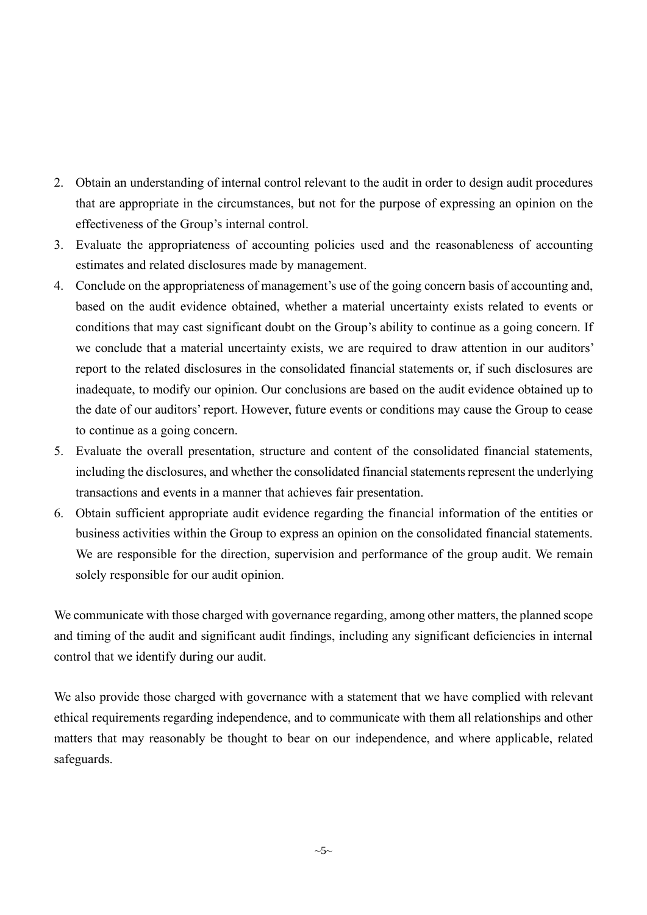2. Obtain an understanding of internal control relevant to the audit in order to design audit procedures that are appropriate in the circumstances, but not for the purpose of expressing an opinion on the effectiveness of the Group's internal control.
3. Evaluate the appropriateness of accounting policies used and the reasonableness of accounting estimates and related disclosures made by management.
4. Conclude on the appropriateness of management's use of the going concern basis of accounting and, based on the audit evidence obtained, whether a material uncertainty exists related to events or conditions that may cast significant doubt on the Group's ability to continue as a going concern. If we conclude that a material uncertainty exists, we are required to draw attention in our auditors' report to the related disclosures in the consolidated financial statements or, if such disclosures are inadequate, to modify our opinion. Our conclusions are based on the audit evidence obtained up to the date of our auditors' report. However, future events or conditions may cause the Group to cease to continue as a going concern.
5. Evaluate the overall presentation, structure and content of the consolidated financial statements, including the disclosures, and whether the consolidated financial statements represent the underlying transactions and events in a manner that achieves fair presentation.
6. Obtain sufficient appropriate audit evidence regarding the financial information of the entities or business activities within the Group to express an opinion on the consolidated financial statements. We are responsible for the direction, supervision and performance of the group audit. We remain solely responsible for our audit opinion.

We communicate with those charged with governance regarding, among other matters, the planned scope and timing of the audit and significant audit findings, including any significant deficiencies in internal control that we identify during our audit.

We also provide those charged with governance with a statement that we have complied with relevant ethical requirements regarding independence, and to communicate with them all relationships and other matters that may reasonably be thought to bear on our independence, and where applicable, related safeguards.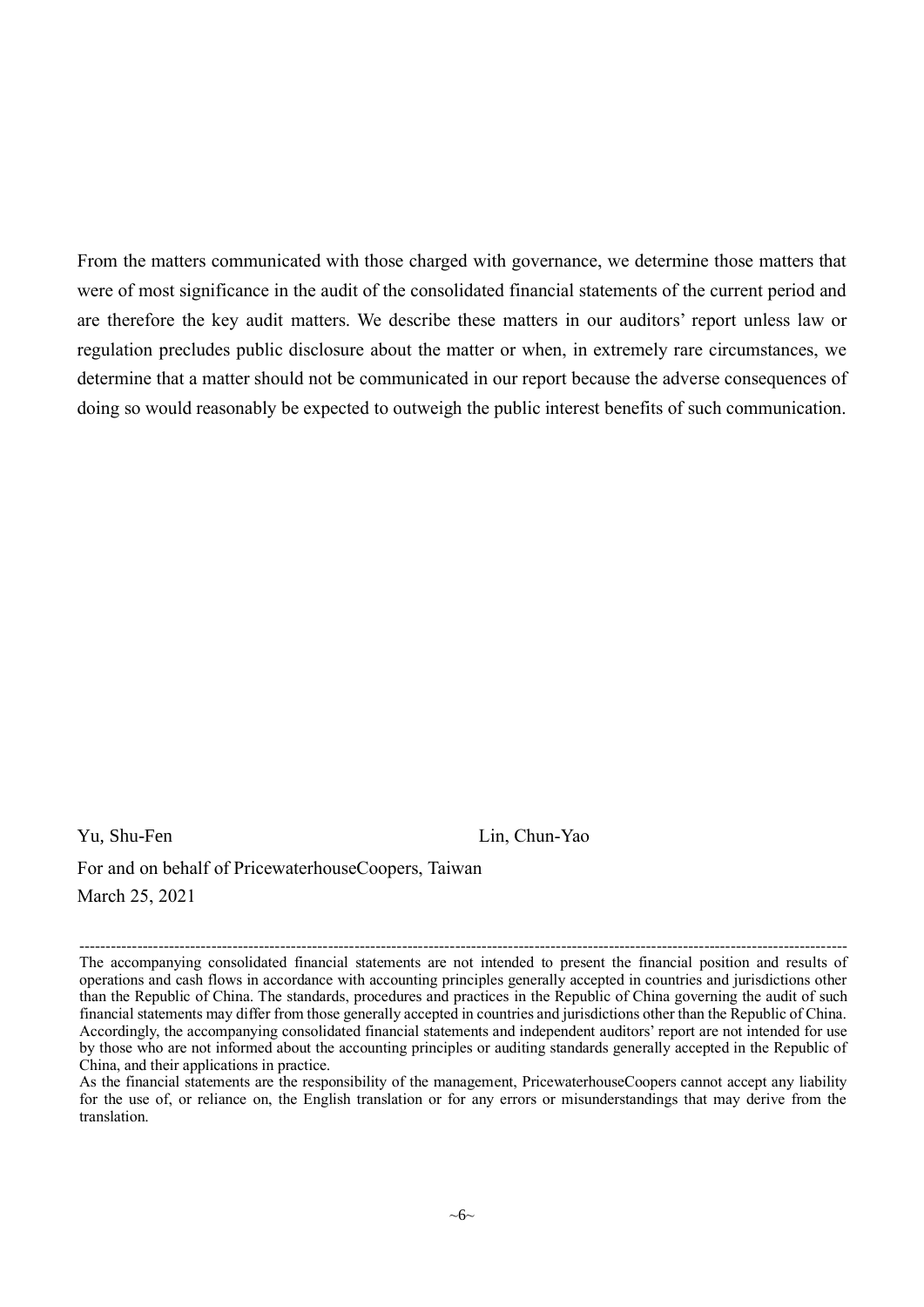From the matters communicated with those charged with governance, we determine those matters that were of most significance in the audit of the consolidated financial statements of the current period and are therefore the key audit matters. We describe these matters in our auditors' report unless law or regulation precludes public disclosure about the matter or when, in extremely rare circumstances, we determine that a matter should not be communicated in our report because the adverse consequences of doing so would reasonably be expected to outweigh the public interest benefits of such communication.

Yu, Shu-Fen　　　　　　　　　　　　　　Lin, Chun-Yao

For and on behalf of PricewaterhouseCoopers, Taiwan

March 25, 2021

---

The accompanying consolidated financial statements are not intended to present the financial position and results of operations and cash flows in accordance with accounting principles generally accepted in countries and jurisdictions other than the Republic of China. The standards, procedures and practices in the Republic of China governing the audit of such financial statements may differ from those generally accepted in countries and jurisdictions other than the Republic of China. Accordingly, the accompanying consolidated financial statements and independent auditors' report are not intended for use by those who are not informed about the accounting principles or auditing standards generally accepted in the Republic of China, and their applications in practice.

As the financial statements are the responsibility of the management, PricewaterhouseCoopers cannot accept any liability for the use of, or reliance on, the English translation or for any errors or misunderstandings that may derive from the translation.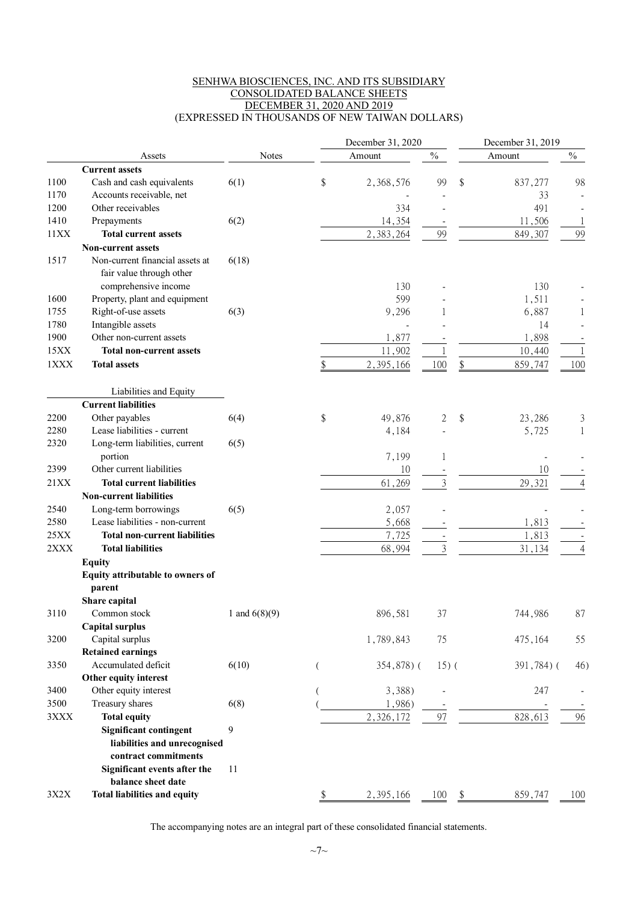SENHWA BIOSCIENCES, INC. AND ITS SUBSIDIARY
CONSOLIDATED BALANCE SHEETS
DECEMBER 31, 2020 AND 2019
(EXPRESSED IN THOUSANDS OF NEW TAIWAN DOLLARS)

| | Assets | Notes | December 31, 2020 Amount | % | December 31, 2019 Amount | % |
|---|---|---|---|---|---|---|
| | **Current assets** | | | | | |
| 1100 | Cash and cash equivalents | 6(1) | $ 2,368,576 | 99 | $ 837,277 | 98 |
| 1170 | Accounts receivable, net | | - | - | 33 | - |
| 1200 | Other receivables | | 334 | - | 491 | - |
| 1410 | Prepayments | 6(2) | 14,354 | - | 11,506 | 1 |
| 11XX | **Total current assets** | | 2,383,264 | 99 | 849,307 | 99 |
| | **Non-current assets** | | | | | |
| 1517 | Non-current financial assets at fair value through other comprehensive income | 6(18) | 130 | - | 130 | - |
| 1600 | Property, plant and equipment | | 599 | - | 1,511 | - |
| 1755 | Right-of-use assets | 6(3) | 9,296 | 1 | 6,887 | 1 |
| 1780 | Intangible assets | | - | - | 14 | - |
| 1900 | Other non-current assets | | 1,877 | - | 1,898 | - |
| 15XX | **Total non-current assets** | | 11,902 | 1 | 10,440 | 1 |
| 1XXX | **Total assets** | | $ 2,395,166 | 100 | $ 859,747 | 100 |
| | Liabilities and Equity | | | | | |
| | **Current liabilities** | | | | | |
| 2200 | Other payables | 6(4) | $ 49,876 | 2 | $ 23,286 | 3 |
| 2280 | Lease liabilities - current | | 4,184 | - | 5,725 | 1 |
| 2320 | Long-term liabilities, current portion | 6(5) | 7,199 | 1 | - | - |
| 2399 | Other current liabilities | | 10 | - | 10 | - |
| 21XX | **Total current liabilities** | | 61,269 | 3 | 29,321 | 4 |
| | **Non-current liabilities** | | | | | |
| 2540 | Long-term borrowings | 6(5) | 2,057 | - | - | - |
| 2580 | Lease liabilities - non-current | | 5,668 | - | 1,813 | - |
| 25XX | **Total non-current liabilities** | | 7,725 | - | 1,813 | - |
| 2XXX | **Total liabilities** | | 68,994 | 3 | 31,134 | 4 |
| | **Equity** | | | | | |
| | **Equity attributable to owners of parent** | | | | | |
| | **Share capital** | | | | | |
| 3110 | Common stock | 1 and 6(8)(9) | 896,581 | 37 | 744,986 | 87 |
| | **Capital surplus** | | | | | |
| 3200 | Capital surplus | | 1,789,843 | 75 | 475,164 | 55 |
| | **Retained earnings** | | | | | |
| 3350 | Accumulated deficit | 6(10) | ( 354,878) | ( 15) | ( 391,784) | ( 46) |
| | **Other equity interest** | | | | | |
| 3400 | Other equity interest | | ( 3,388) | - | 247 | - |
| 3500 | Treasury shares | 6(8) | ( 1,986) | - | - | - |
| 3XXX | **Total equity** | | 2,326,172 | 97 | 828,613 | 96 |
| | **Significant contingent liabilities and unrecognised contract commitments** | 9 | | | | |
| | **Significant events after the balance sheet date** | 11 | | | | |
| 3X2X | **Total liabilities and equity** | | $ 2,395,166 | 100 | $ 859,747 | 100 |

The accompanying notes are an integral part of these consolidated financial statements.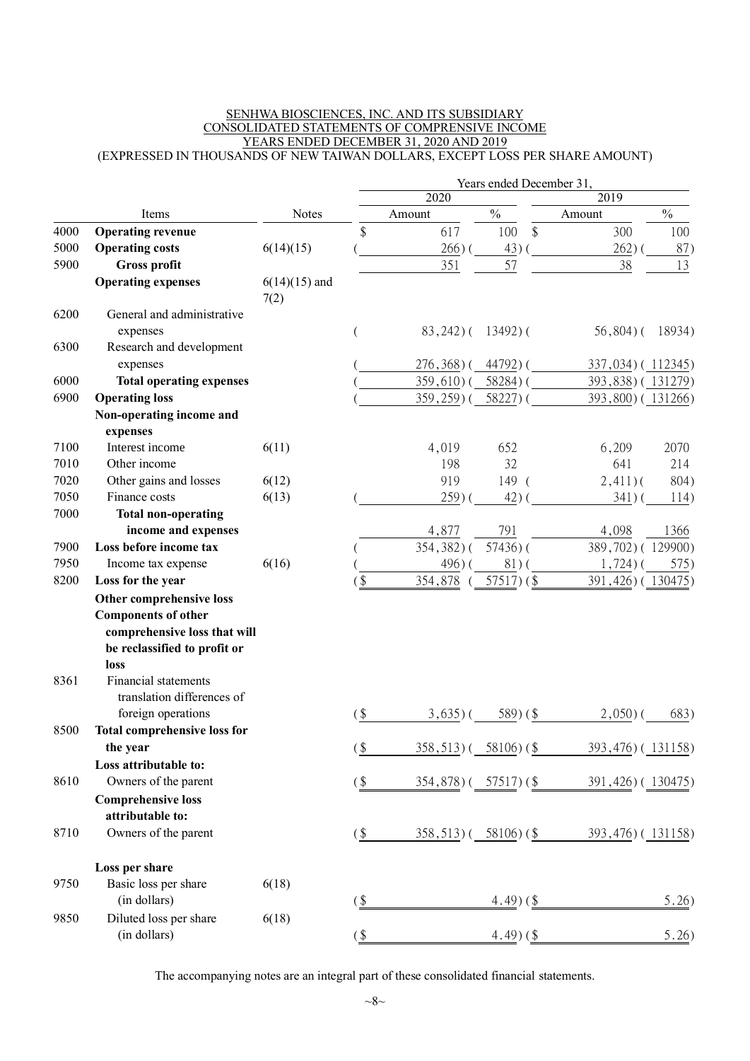SENHWA BIOSCIENCES, INC. AND ITS SUBSIDIARY
CONSOLIDATED STATEMENTS OF COMPRENSIVE INCOME
YEARS ENDED DECEMBER 31, 2020 AND 2019
(EXPRESSED IN THOUSANDS OF NEW TAIWAN DOLLARS, EXCEPT LOSS PER SHARE AMOUNT)

| | Items | Notes | 2020 Amount | 2020 % | 2019 Amount | 2019 % |
|---|---|---|---|---|---|---|
| 4000 | **Operating revenue** | | $ 617 | 100 | $ 300 | 100 |
| 5000 | **Operating costs** | 6(14)(15) | ( 266) | ( 43) | ( 262) | ( 87) |
| 5900 | **Gross profit** | | 351 | 57 | 38 | 13 |
| | **Operating expenses** | 6(14)(15) and 7(2) | | | | |
| 6200 | General and administrative expenses | | ( 83,242) | ( 13492) | ( 56,804) | ( 18934) |
| 6300 | Research and development expenses | | ( 276,368) | ( 44792) | ( 337,034) | ( 112345) |
| 6000 | **Total operating expenses** | | ( 359,610) | ( 58284) | ( 393,838) | ( 131279) |
| 6900 | **Operating loss** | | ( 359,259) | ( 58227) | ( 393,800) | ( 131266) |
| | **Non-operating income and expenses** | | | | | |
| 7100 | Interest income | 6(11) | 4,019 | 652 | 6,209 | 2070 |
| 7010 | Other income | | 198 | 32 | 641 | 214 |
| 7020 | Other gains and losses | 6(12) | 919 | 149 | ( 2,411) | ( 804) |
| 7050 | Finance costs | 6(13) | ( 259) | ( 42) | ( 341) | ( 114) |
| 7000 | **Total non-operating income and expenses** | | 4,877 | 791 | 4,098 | 1366 |
| 7900 | **Loss before income tax** | | ( 354,382) | ( 57436) | ( 389,702) | ( 129900) |
| 7950 | Income tax expense | 6(16) | ( 496) | ( 81) | ( 1,724) | ( 575) |
| 8200 | **Loss for the year** | | ($ 354,878 | ( 57517) | ($ 391,426) | ( 130475) |
| | **Other comprehensive loss** | | | | | |
| | **Components of other comprehensive loss that will be reclassified to profit or loss** | | | | | |
| 8361 | Financial statements translation differences of foreign operations | | ($ 3,635) | ( 589) | ($ 2,050) | ( 683) |
| 8500 | **Total comprehensive loss for the year** | | ($ 358,513) | ( 58106) | ($ 393,476) | ( 131158) |
| | **Loss attributable to:** | | | | | |
| 8610 | Owners of the parent | | ($ 354,878) | ( 57517) | ($ 391,426) | ( 130475) |
| | **Comprehensive loss attributable to:** | | | | | |
| 8710 | Owners of the parent | | ($ 358,513) | ( 58106) | ($ 393,476) | ( 131158) |
| | **Loss per share** | | | | | |
| 9750 | Basic loss per share (in dollars) | 6(18) | | ($ 4.49) | | ($ 5.26) |
| 9850 | Diluted loss per share (in dollars) | 6(18) | | ($ 4.49) | | ($ 5.26) |

The accompanying notes are an integral part of these consolidated financial statements.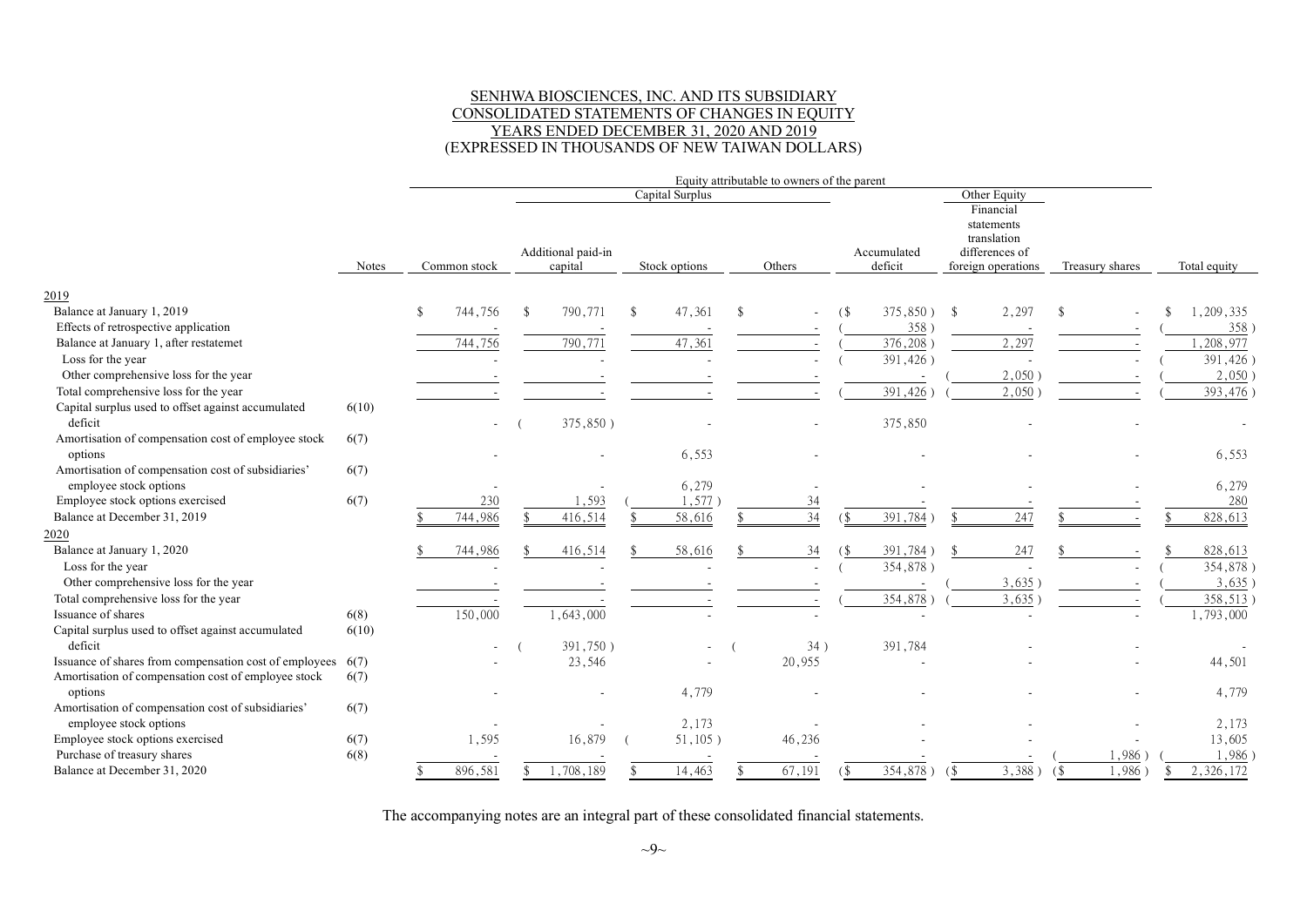SENHWA BIOSCIENCES, INC. AND ITS SUBSIDIARY
CONSOLIDATED STATEMENTS OF CHANGES IN EQUITY
YEARS ENDED DECEMBER 31, 2020 AND 2019
(EXPRESSED IN THOUSANDS OF NEW TAIWAN DOLLARS)

| | | Equity attributable to owners of the parent | | | | | | | |
|---|---|---|---|---|---|---|---|---|---|
| | | | Capital Surplus | | | | Other Equity | | |
| | Notes | Common stock | Additional paid-in capital | Stock options | Others | Accumulated deficit | Financial statements translation differences of foreign operations | Treasury shares | Total equity |
| **2019** | | | | | | | | | |
| Balance at January 1, 2019 | | $ 744,756 | $ 790,771 | $ 47,361 | $ - | ($ 375,850 ) | $ 2,297 | $ - | $ 1,209,335 |
| Effects of retrospective application | | - | - | - | - | ( 358 ) | - | - | ( 358 ) |
| Balance at January 1, after restatemet | | 744,756 | 790,771 | 47,361 | - | ( 376,208 ) | 2,297 | - | 1,208,977 |
| Loss for the year | | - | - | - | - | ( 391,426 ) | - | - | ( 391,426 ) |
| Other comprehensive loss for the year | | - | - | - | - | - | ( 2,050 ) | - | ( 2,050 ) |
| Total comprehensive loss for the year | | - | - | - | - | ( 391,426 ) | ( 2,050 ) | - | ( 393,476 ) |
| Capital surplus used to offset against accumulated deficit | 6(10) | - | ( 375,850 ) | - | - | 375,850 | - | - | - |
| Amortisation of compensation cost of employee stock options | 6(7) | - | - | 6,553 | - | - | - | - | 6,553 |
| Amortisation of compensation cost of subsidiaries' employee stock options | 6(7) | - | - | 6,279 | - | - | - | - | 6,279 |
| Employee stock options exercised | 6(7) | 230 | 1,593 | ( 1,577 ) | 34 | - | - | - | 280 |
| Balance at December 31, 2019 | | $ 744,986 | $ 416,514 | $ 58,616 | $ 34 | ($ 391,784 ) | $ 247 | $ - | $ 828,613 |
| **2020** | | | | | | | | | |
| Balance at January 1, 2020 | | $ 744,986 | $ 416,514 | $ 58,616 | $ 34 | ($ 391,784 ) | $ 247 | $ - | $ 828,613 |
| Loss for the year | | - | - | - | - | ( 354,878 ) | - | - | ( 354,878 ) |
| Other comprehensive loss for the year | | - | - | - | - | - | ( 3,635 ) | - | ( 3,635 ) |
| Total comprehensive loss for the year | | - | - | - | - | ( 354,878 ) | ( 3,635 ) | - | ( 358,513 ) |
| Issuance of shares | 6(8) | 150,000 | 1,643,000 | - | - | - | - | - | 1,793,000 |
| Capital surplus used to offset against accumulated deficit | 6(10) | - | ( 391,750 ) | - | ( 34 ) | 391,784 | - | - | - |
| Issuance of shares from compensation cost of employees | 6(7) | - | 23,546 | - | 20,955 | - | - | - | 44,501 |
| Amortisation of compensation cost of employee stock options | 6(7) | - | - | 4,779 | - | - | - | - | 4,779 |
| Amortisation of compensation cost of subsidiaries' employee stock options | 6(7) | - | - | 2,173 | - | - | - | - | 2,173 |
| Employee stock options exercised | 6(7) | 1,595 | 16,879 | ( 51,105 ) | 46,236 | - | - | - | 13,605 |
| Purchase of treasury shares | 6(8) | - | - | - | - | - | - | ( 1,986 ) | ( 1,986 ) |
| Balance at December 31, 2020 | | $ 896,581 | $ 1,708,189 | $ 14,463 | $ 67,191 | ($ 354,878 ) | ($ 3,388 ) | ($ 1,986 ) | $ 2,326,172 |

The accompanying notes are an integral part of these consolidated financial statements.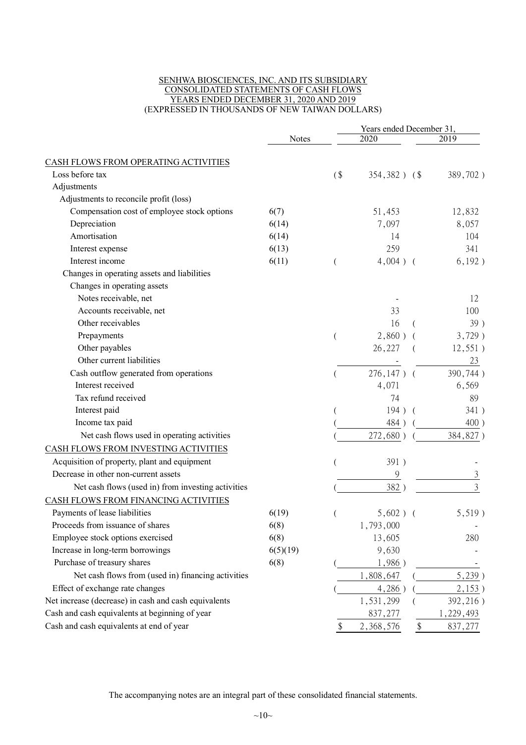SENHWA BIOSCIENCES, INC. AND ITS SUBSIDIARY
CONSOLIDATED STATEMENTS OF CASH FLOWS
YEARS ENDED DECEMBER 31, 2020 AND 2019
(EXPRESSED IN THOUSANDS OF NEW TAIWAN DOLLARS)

| | Notes | Years ended December 31, 2020 | 2019 |
|---|---|---|---|
| CASH FLOWS FROM OPERATING ACTIVITIES | | | |
| Loss before tax | | ($ 354,382 ) | ($ 389,702 ) |
| Adjustments | | | |
| Adjustments to reconcile profit (loss) | | | |
| Compensation cost of employee stock options | 6(7) | 51,453 | 12,832 |
| Depreciation | 6(14) | 7,097 | 8,057 |
| Amortisation | 6(14) | 14 | 104 |
| Interest expense | 6(13) | 259 | 341 |
| Interest income | 6(11) | ( 4,004 ) | ( 6,192 ) |
| Changes in operating assets and liabilities | | | |
| Changes in operating assets | | | |
| Notes receivable, net | | - | 12 |
| Accounts receivable, net | | 33 | 100 |
| Other receivables | | 16 | ( 39 ) |
| Prepayments | | ( 2,860 ) | ( 3,729 ) |
| Other payables | | 26,227 | ( 12,551 ) |
| Other current liabilities | | - | 23 |
| Cash outflow generated from operations | | ( 276,147 ) | ( 390,744 ) |
| Interest received | | 4,071 | 6,569 |
| Tax refund received | | 74 | 89 |
| Interest paid | | ( 194 ) | ( 341 ) |
| Income tax paid | | ( 484 ) | ( 400 ) |
| Net cash flows used in operating activities | | ( 272,680 ) | ( 384,827 ) |
| CASH FLOWS FROM INVESTING ACTIVITIES | | | |
| Acquisition of property, plant and equipment | | ( 391 ) | - |
| Decrease in other non-current assets | | 9 | 3 |
| Net cash flows (used in) from investing activities | | ( 382 ) | 3 |
| CASH FLOWS FROM FINANCING ACTIVITIES | | | |
| Payments of lease liabilities | 6(19) | ( 5,602 ) | ( 5,519 ) |
| Proceeds from issuance of shares | 6(8) | 1,793,000 | - |
| Employee stock options exercised | 6(8) | 13,605 | 280 |
| Increase in long-term borrowings | 6(5)(19) | 9,630 | - |
| Purchase of treasury shares | 6(8) | ( 1,986 ) | - |
| Net cash flows from (used in) financing activities | | 1,808,647 | ( 5,239 ) |
| Effect of exchange rate changes | | ( 4,286 ) | ( 2,153 ) |
| Net increase (decrease) in cash and cash equivalents | | 1,531,299 | ( 392,216 ) |
| Cash and cash equivalents at beginning of year | | 837,277 | 1,229,493 |
| Cash and cash equivalents at end of year | | $ 2,368,576 | $ 837,277 |

The accompanying notes are an integral part of these consolidated financial statements.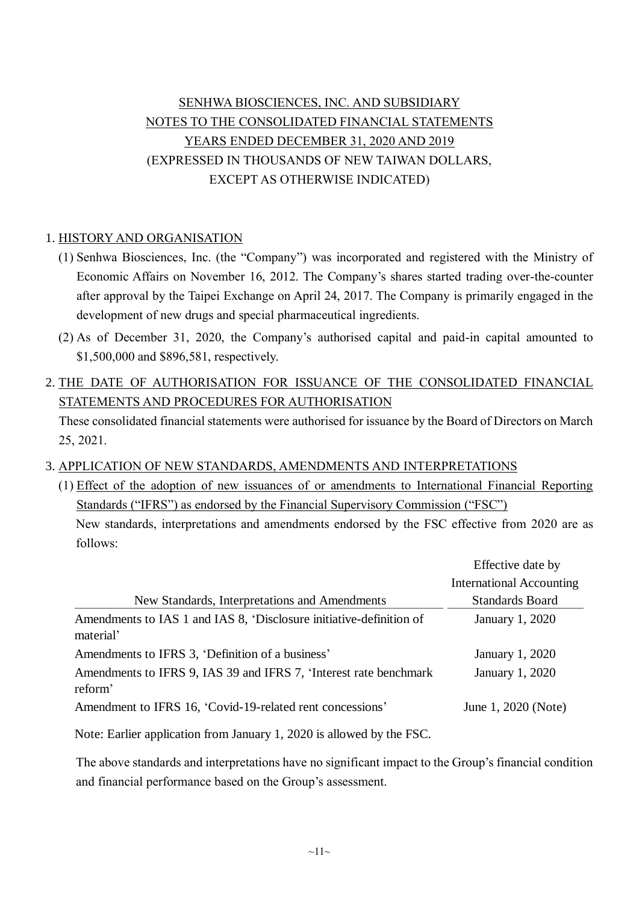# SENHWA BIOSCIENCES, INC. AND SUBSIDIARY
# NOTES TO THE CONSOLIDATED FINANCIAL STATEMENTS
# YEARS ENDED DECEMBER 31, 2020 AND 2019
(EXPRESSED IN THOUSANDS OF NEW TAIWAN DOLLARS,
EXCEPT AS OTHERWISE INDICATED)

## 1. HISTORY AND ORGANISATION

(1) Senhwa Biosciences, Inc. (the "Company") was incorporated and registered with the Ministry of Economic Affairs on November 16, 2012. The Company's shares started trading over-the-counter after approval by the Taipei Exchange on April 24, 2017. The Company is primarily engaged in the development of new drugs and special pharmaceutical ingredients.

(2) As of December 31, 2020, the Company's authorised capital and paid-in capital amounted to $1,500,000 and $896,581, respectively.

## 2. THE DATE OF AUTHORISATION FOR ISSUANCE OF THE CONSOLIDATED FINANCIAL STATEMENTS AND PROCEDURES FOR AUTHORISATION

These consolidated financial statements were authorised for issuance by the Board of Directors on March 25, 2021.

## 3. APPLICATION OF NEW STANDARDS, AMENDMENTS AND INTERPRETATIONS

(1) Effect of the adoption of new issuances of or amendments to International Financial Reporting Standards ("IFRS") as endorsed by the Financial Supervisory Commission ("FSC")

New standards, interpretations and amendments endorsed by the FSC effective from 2020 are as follows:

| New Standards, Interpretations and Amendments | Effective date by International Accounting Standards Board |
|---|---|
| Amendments to IAS 1 and IAS 8, 'Disclosure initiative-definition of material' | January 1, 2020 |
| Amendments to IFRS 3, 'Definition of a business' | January 1, 2020 |
| Amendments to IFRS 9, IAS 39 and IFRS 7, 'Interest rate benchmark reform' | January 1, 2020 |
| Amendment to IFRS 16, 'Covid-19-related rent concessions' | June 1, 2020 (Note) |

Note: Earlier application from January 1, 2020 is allowed by the FSC.

The above standards and interpretations have no significant impact to the Group's financial condition and financial performance based on the Group's assessment.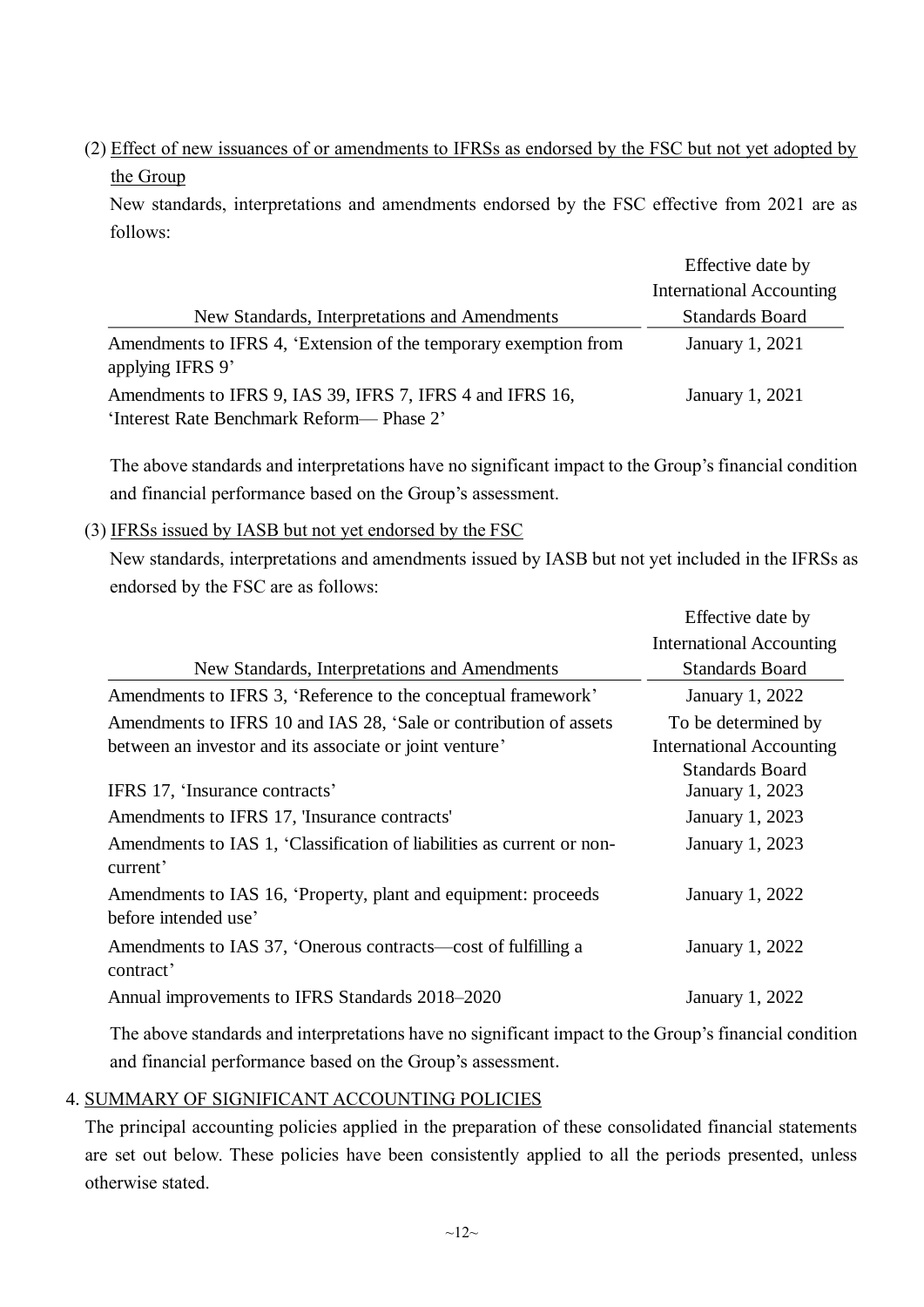(2) Effect of new issuances of or amendments to IFRSs as endorsed by the FSC but not yet adopted by the Group

New standards, interpretations and amendments endorsed by the FSC effective from 2021 are as follows:

| New Standards, Interpretations and Amendments | Effective date by International Accounting Standards Board |
|---|---|
| Amendments to IFRS 4, 'Extension of the temporary exemption from applying IFRS 9' | January 1, 2021 |
| Amendments to IFRS 9, IAS 39, IFRS 7, IFRS 4 and IFRS 16, 'Interest Rate Benchmark Reform— Phase 2' | January 1, 2021 |

The above standards and interpretations have no significant impact to the Group's financial condition and financial performance based on the Group's assessment.

(3) IFRSs issued by IASB but not yet endorsed by the FSC

New standards, interpretations and amendments issued by IASB but not yet included in the IFRSs as endorsed by the FSC are as follows:

| New Standards, Interpretations and Amendments | Effective date by International Accounting Standards Board |
|---|---|
| Amendments to IFRS 3, 'Reference to the conceptual framework' | January 1, 2022 |
| Amendments to IFRS 10 and IAS 28, 'Sale or contribution of assets between an investor and its associate or joint venture' | To be determined by International Accounting Standards Board |
| IFRS 17, 'Insurance contracts' | January 1, 2023 |
| Amendments to IFRS 17, 'Insurance contracts' | January 1, 2023 |
| Amendments to IAS 1, 'Classification of liabilities as current or non-current' | January 1, 2023 |
| Amendments to IAS 16, 'Property, plant and equipment: proceeds before intended use' | January 1, 2022 |
| Amendments to IAS 37, 'Onerous contracts—cost of fulfilling a contract' | January 1, 2022 |
| Annual improvements to IFRS Standards 2018–2020 | January 1, 2022 |

The above standards and interpretations have no significant impact to the Group's financial condition and financial performance based on the Group's assessment.

## 4. SUMMARY OF SIGNIFICANT ACCOUNTING POLICIES

The principal accounting policies applied in the preparation of these consolidated financial statements are set out below. These policies have been consistently applied to all the periods presented, unless otherwise stated.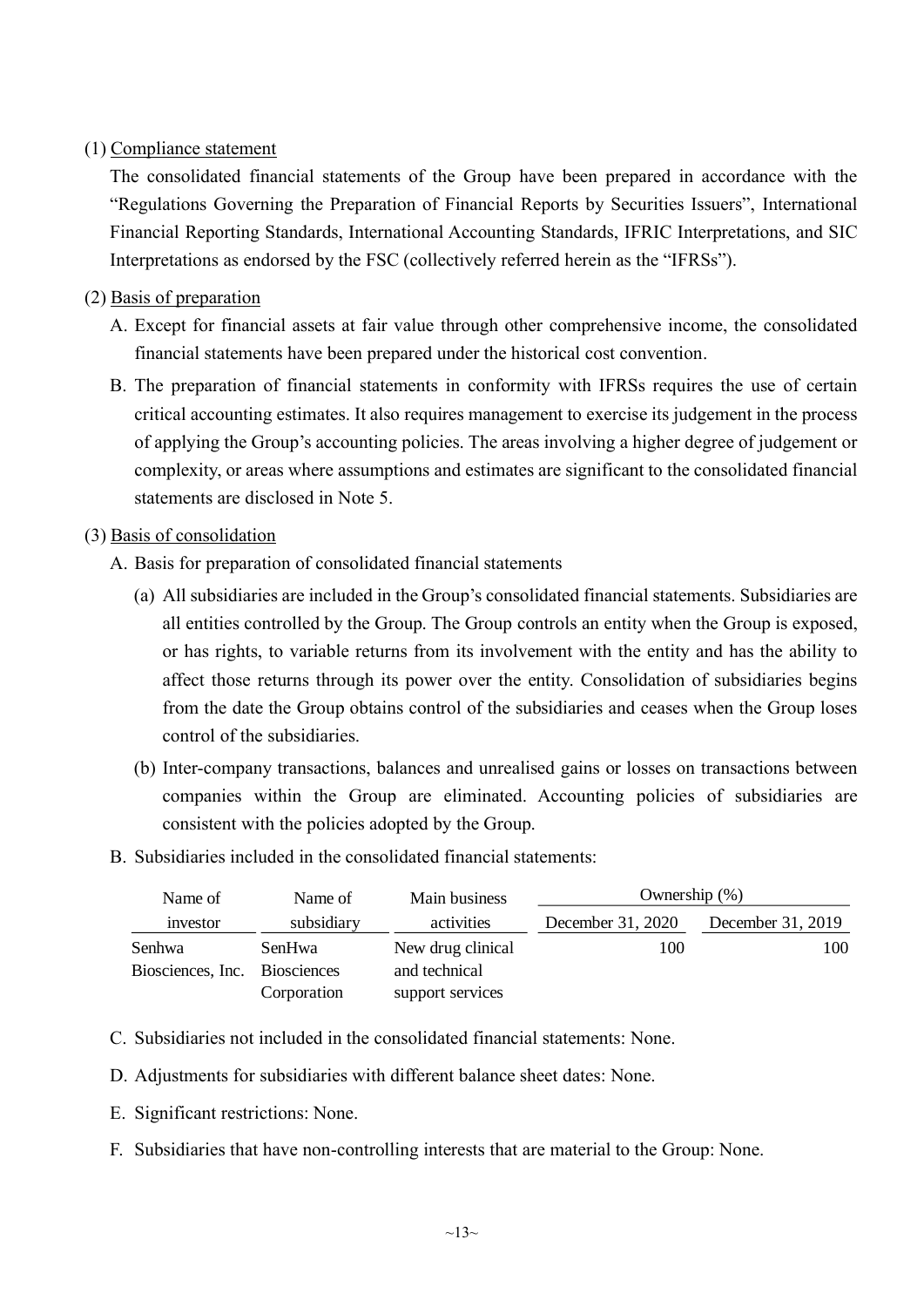(1) Compliance statement

The consolidated financial statements of the Group have been prepared in accordance with the "Regulations Governing the Preparation of Financial Reports by Securities Issuers", International Financial Reporting Standards, International Accounting Standards, IFRIC Interpretations, and SIC Interpretations as endorsed by the FSC (collectively referred herein as the "IFRSs").

(2) Basis of preparation

A. Except for financial assets at fair value through other comprehensive income, the consolidated financial statements have been prepared under the historical cost convention.

B. The preparation of financial statements in conformity with IFRSs requires the use of certain critical accounting estimates. It also requires management to exercise its judgement in the process of applying the Group's accounting policies. The areas involving a higher degree of judgement or complexity, or areas where assumptions and estimates are significant to the consolidated financial statements are disclosed in Note 5.

(3) Basis of consolidation

A. Basis for preparation of consolidated financial statements

(a) All subsidiaries are included in the Group's consolidated financial statements. Subsidiaries are all entities controlled by the Group. The Group controls an entity when the Group is exposed, or has rights, to variable returns from its involvement with the entity and has the ability to affect those returns through its power over the entity. Consolidation of subsidiaries begins from the date the Group obtains control of the subsidiaries and ceases when the Group loses control of the subsidiaries.

(b) Inter-company transactions, balances and unrealised gains or losses on transactions between companies within the Group are eliminated. Accounting policies of subsidiaries are consistent with the policies adopted by the Group.

B. Subsidiaries included in the consolidated financial statements:

| Name of investor | Name of subsidiary | Main business activities | Ownership (%) | |
|---|---|---|---|---|
| | | | December 31, 2020 | December 31, 2019 |
| Senhwa Biosciences, Inc. | SenHwa Biosciences Corporation | New drug clinical and technical support services | 100 | 100 |

C. Subsidiaries not included in the consolidated financial statements: None.

D. Adjustments for subsidiaries with different balance sheet dates: None.

E. Significant restrictions: None.

F. Subsidiaries that have non-controlling interests that are material to the Group: None.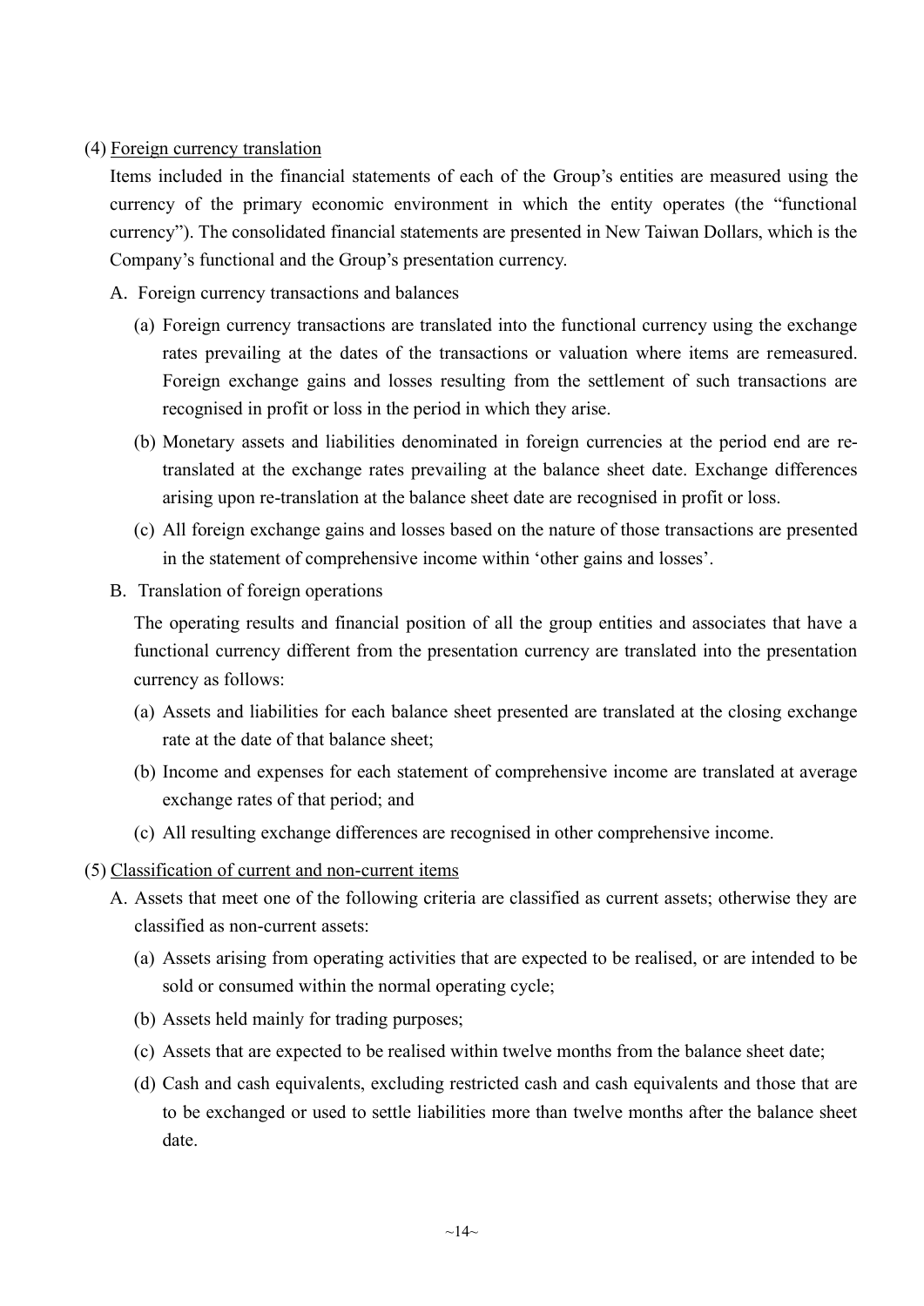(4) Foreign currency translation

Items included in the financial statements of each of the Group's entities are measured using the currency of the primary economic environment in which the entity operates (the "functional currency"). The consolidated financial statements are presented in New Taiwan Dollars, which is the Company's functional and the Group's presentation currency.

A. Foreign currency transactions and balances

(a) Foreign currency transactions are translated into the functional currency using the exchange rates prevailing at the dates of the transactions or valuation where items are remeasured. Foreign exchange gains and losses resulting from the settlement of such transactions are recognised in profit or loss in the period in which they arise.

(b) Monetary assets and liabilities denominated in foreign currencies at the period end are re-translated at the exchange rates prevailing at the balance sheet date. Exchange differences arising upon re-translation at the balance sheet date are recognised in profit or loss.

(c) All foreign exchange gains and losses based on the nature of those transactions are presented in the statement of comprehensive income within 'other gains and losses'.

B. Translation of foreign operations

The operating results and financial position of all the group entities and associates that have a functional currency different from the presentation currency are translated into the presentation currency as follows:

(a) Assets and liabilities for each balance sheet presented are translated at the closing exchange rate at the date of that balance sheet;

(b) Income and expenses for each statement of comprehensive income are translated at average exchange rates of that period; and

(c) All resulting exchange differences are recognised in other comprehensive income.

(5) Classification of current and non-current items

A. Assets that meet one of the following criteria are classified as current assets; otherwise they are classified as non-current assets:

(a) Assets arising from operating activities that are expected to be realised, or are intended to be sold or consumed within the normal operating cycle;

(b) Assets held mainly for trading purposes;

(c) Assets that are expected to be realised within twelve months from the balance sheet date;

(d) Cash and cash equivalents, excluding restricted cash and cash equivalents and those that are to be exchanged or used to settle liabilities more than twelve months after the balance sheet date.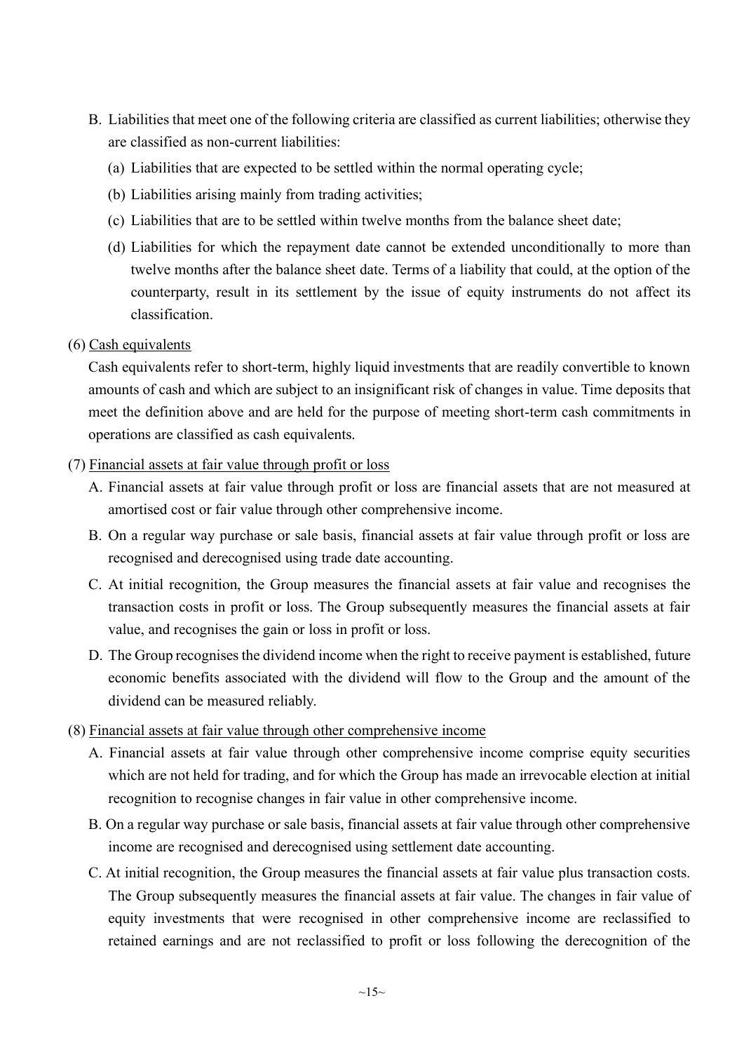B. Liabilities that meet one of the following criteria are classified as current liabilities; otherwise they are classified as non-current liabilities:

   (a) Liabilities that are expected to be settled within the normal operating cycle;

   (b) Liabilities arising mainly from trading activities;

   (c) Liabilities that are to be settled within twelve months from the balance sheet date;

   (d) Liabilities for which the repayment date cannot be extended unconditionally to more than twelve months after the balance sheet date. Terms of a liability that could, at the option of the counterparty, result in its settlement by the issue of equity instruments do not affect its classification.

(6) Cash equivalents

Cash equivalents refer to short-term, highly liquid investments that are readily convertible to known amounts of cash and which are subject to an insignificant risk of changes in value. Time deposits that meet the definition above and are held for the purpose of meeting short-term cash commitments in operations are classified as cash equivalents.

(7) Financial assets at fair value through profit or loss

A. Financial assets at fair value through profit or loss are financial assets that are not measured at amortised cost or fair value through other comprehensive income.

B. On a regular way purchase or sale basis, financial assets at fair value through profit or loss are recognised and derecognised using trade date accounting.

C. At initial recognition, the Group measures the financial assets at fair value and recognises the transaction costs in profit or loss. The Group subsequently measures the financial assets at fair value, and recognises the gain or loss in profit or loss.

D. The Group recognises the dividend income when the right to receive payment is established, future economic benefits associated with the dividend will flow to the Group and the amount of the dividend can be measured reliably.

(8) Financial assets at fair value through other comprehensive income

A. Financial assets at fair value through other comprehensive income comprise equity securities which are not held for trading, and for which the Group has made an irrevocable election at initial recognition to recognise changes in fair value in other comprehensive income.

B. On a regular way purchase or sale basis, financial assets at fair value through other comprehensive income are recognised and derecognised using settlement date accounting.

C. At initial recognition, the Group measures the financial assets at fair value plus transaction costs. The Group subsequently measures the financial assets at fair value. The changes in fair value of equity investments that were recognised in other comprehensive income are reclassified to retained earnings and are not reclassified to profit or loss following the derecognition of the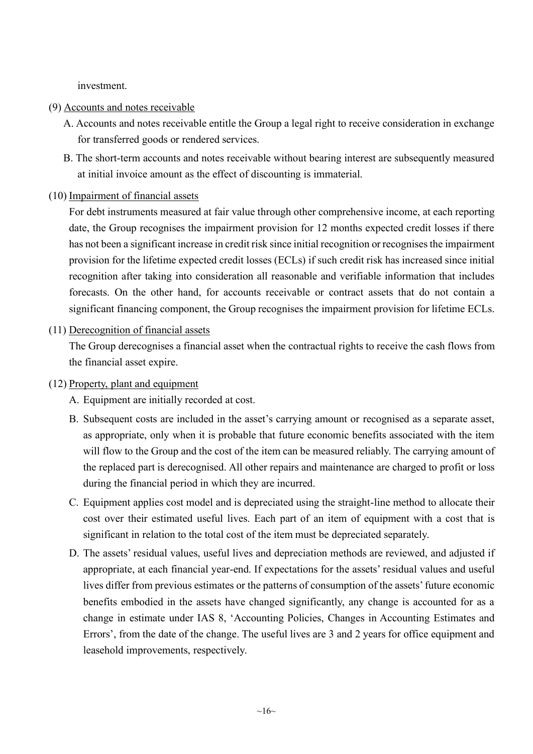investment.

(9) <u>Accounts and notes receivable</u>

A. Accounts and notes receivable entitle the Group a legal right to receive consideration in exchange for transferred goods or rendered services.

B. The short-term accounts and notes receivable without bearing interest are subsequently measured at initial invoice amount as the effect of discounting is immaterial.

(10) <u>Impairment of financial assets</u>

For debt instruments measured at fair value through other comprehensive income, at each reporting date, the Group recognises the impairment provision for 12 months expected credit losses if there has not been a significant increase in credit risk since initial recognition or recognises the impairment provision for the lifetime expected credit losses (ECLs) if such credit risk has increased since initial recognition after taking into consideration all reasonable and verifiable information that includes forecasts. On the other hand, for accounts receivable or contract assets that do not contain a significant financing component, the Group recognises the impairment provision for lifetime ECLs.

(11) <u>Derecognition of financial assets</u>

The Group derecognises a financial asset when the contractual rights to receive the cash flows from the financial asset expire.

(12) <u>Property, plant and equipment</u>

A. Equipment are initially recorded at cost.

B. Subsequent costs are included in the asset's carrying amount or recognised as a separate asset, as appropriate, only when it is probable that future economic benefits associated with the item will flow to the Group and the cost of the item can be measured reliably. The carrying amount of the replaced part is derecognised. All other repairs and maintenance are charged to profit or loss during the financial period in which they are incurred.

C. Equipment applies cost model and is depreciated using the straight-line method to allocate their cost over their estimated useful lives. Each part of an item of equipment with a cost that is significant in relation to the total cost of the item must be depreciated separately.

D. The assets' residual values, useful lives and depreciation methods are reviewed, and adjusted if appropriate, at each financial year-end. If expectations for the assets' residual values and useful lives differ from previous estimates or the patterns of consumption of the assets' future economic benefits embodied in the assets have changed significantly, any change is accounted for as a change in estimate under IAS 8, 'Accounting Policies, Changes in Accounting Estimates and Errors', from the date of the change. The useful lives are 3 and 2 years for office equipment and leasehold improvements, respectively.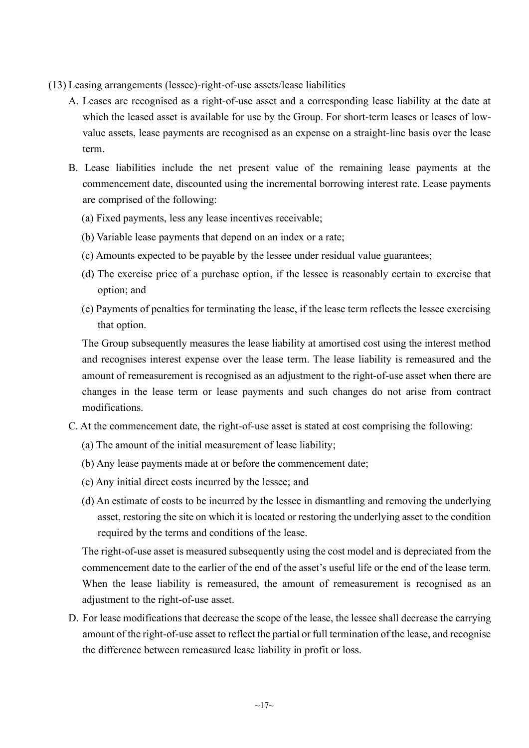(13) <u>Leasing arrangements (lessee)-right-of-use assets/lease liabilities</u>

A. Leases are recognised as a right-of-use asset and a corresponding lease liability at the date at which the leased asset is available for use by the Group. For short-term leases or leases of low-value assets, lease payments are recognised as an expense on a straight-line basis over the lease term.

B. Lease liabilities include the net present value of the remaining lease payments at the commencement date, discounted using the incremental borrowing interest rate. Lease payments are comprised of the following:

   (a) Fixed payments, less any lease incentives receivable;

   (b) Variable lease payments that depend on an index or a rate;

   (c) Amounts expected to be payable by the lessee under residual value guarantees;

   (d) The exercise price of a purchase option, if the lessee is reasonably certain to exercise that option; and

   (e) Payments of penalties for terminating the lease, if the lease term reflects the lessee exercising that option.

   The Group subsequently measures the lease liability at amortised cost using the interest method and recognises interest expense over the lease term. The lease liability is remeasured and the amount of remeasurement is recognised as an adjustment to the right-of-use asset when there are changes in the lease term or lease payments and such changes do not arise from contract modifications.

C. At the commencement date, the right-of-use asset is stated at cost comprising the following:

   (a) The amount of the initial measurement of lease liability;

   (b) Any lease payments made at or before the commencement date;

   (c) Any initial direct costs incurred by the lessee; and

   (d) An estimate of costs to be incurred by the lessee in dismantling and removing the underlying asset, restoring the site on which it is located or restoring the underlying asset to the condition required by the terms and conditions of the lease.

   The right-of-use asset is measured subsequently using the cost model and is depreciated from the commencement date to the earlier of the end of the asset's useful life or the end of the lease term. When the lease liability is remeasured, the amount of remeasurement is recognised as an adjustment to the right-of-use asset.

D. For lease modifications that decrease the scope of the lease, the lessee shall decrease the carrying amount of the right-of-use asset to reflect the partial or full termination of the lease, and recognise the difference between remeasured lease liability in profit or loss.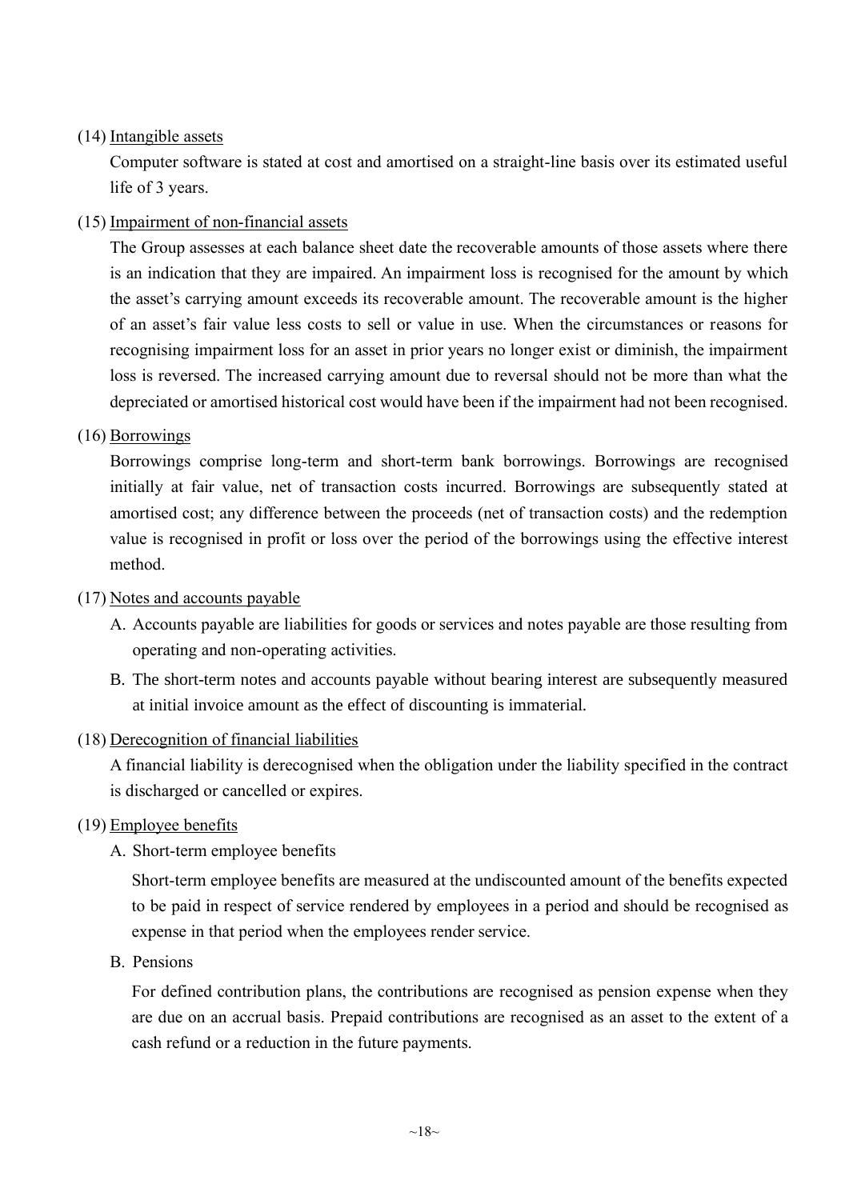(14) Intangible assets

Computer software is stated at cost and amortised on a straight-line basis over its estimated useful life of 3 years.

(15) Impairment of non-financial assets

The Group assesses at each balance sheet date the recoverable amounts of those assets where there is an indication that they are impaired. An impairment loss is recognised for the amount by which the asset's carrying amount exceeds its recoverable amount. The recoverable amount is the higher of an asset's fair value less costs to sell or value in use. When the circumstances or reasons for recognising impairment loss for an asset in prior years no longer exist or diminish, the impairment loss is reversed. The increased carrying amount due to reversal should not be more than what the depreciated or amortised historical cost would have been if the impairment had not been recognised.

(16) Borrowings

Borrowings comprise long-term and short-term bank borrowings. Borrowings are recognised initially at fair value, net of transaction costs incurred. Borrowings are subsequently stated at amortised cost; any difference between the proceeds (net of transaction costs) and the redemption value is recognised in profit or loss over the period of the borrowings using the effective interest method.

(17) Notes and accounts payable

A. Accounts payable are liabilities for goods or services and notes payable are those resulting from operating and non-operating activities.

B. The short-term notes and accounts payable without bearing interest are subsequently measured at initial invoice amount as the effect of discounting is immaterial.

(18) Derecognition of financial liabilities

A financial liability is derecognised when the obligation under the liability specified in the contract is discharged or cancelled or expires.

(19) Employee benefits

A. Short-term employee benefits

Short-term employee benefits are measured at the undiscounted amount of the benefits expected to be paid in respect of service rendered by employees in a period and should be recognised as expense in that period when the employees render service.

B. Pensions

For defined contribution plans, the contributions are recognised as pension expense when they are due on an accrual basis. Prepaid contributions are recognised as an asset to the extent of a cash refund or a reduction in the future payments.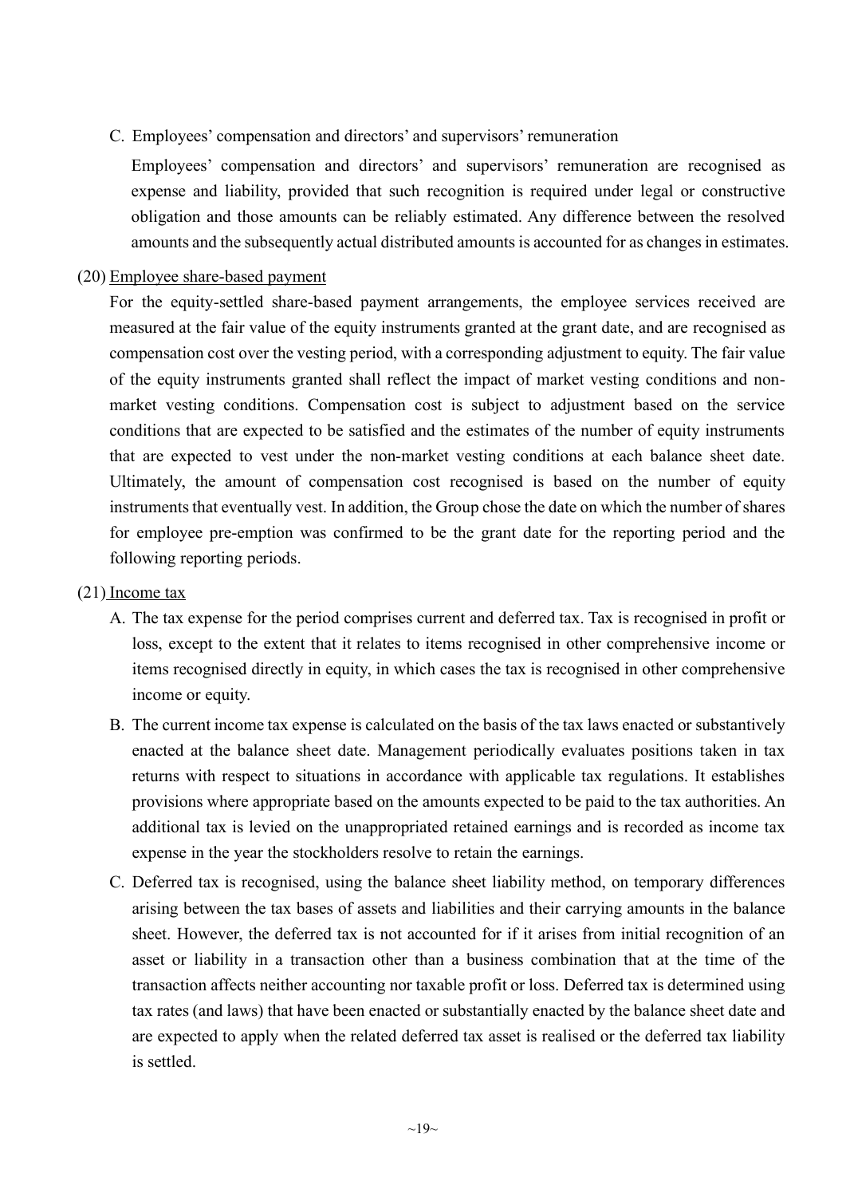C. Employees' compensation and directors' and supervisors' remuneration

Employees' compensation and directors' and supervisors' remuneration are recognised as expense and liability, provided that such recognition is required under legal or constructive obligation and those amounts can be reliably estimated. Any difference between the resolved amounts and the subsequently actual distributed amounts is accounted for as changes in estimates.

(20) Employee share-based payment

For the equity-settled share-based payment arrangements, the employee services received are measured at the fair value of the equity instruments granted at the grant date, and are recognised as compensation cost over the vesting period, with a corresponding adjustment to equity. The fair value of the equity instruments granted shall reflect the impact of market vesting conditions and non-market vesting conditions. Compensation cost is subject to adjustment based on the service conditions that are expected to be satisfied and the estimates of the number of equity instruments that are expected to vest under the non-market vesting conditions at each balance sheet date. Ultimately, the amount of compensation cost recognised is based on the number of equity instruments that eventually vest. In addition, the Group chose the date on which the number of shares for employee pre-emption was confirmed to be the grant date for the reporting period and the following reporting periods.

(21) Income tax

A. The tax expense for the period comprises current and deferred tax. Tax is recognised in profit or loss, except to the extent that it relates to items recognised in other comprehensive income or items recognised directly in equity, in which cases the tax is recognised in other comprehensive income or equity.

B. The current income tax expense is calculated on the basis of the tax laws enacted or substantively enacted at the balance sheet date. Management periodically evaluates positions taken in tax returns with respect to situations in accordance with applicable tax regulations. It establishes provisions where appropriate based on the amounts expected to be paid to the tax authorities. An additional tax is levied on the unappropriated retained earnings and is recorded as income tax expense in the year the stockholders resolve to retain the earnings.

C. Deferred tax is recognised, using the balance sheet liability method, on temporary differences arising between the tax bases of assets and liabilities and their carrying amounts in the balance sheet. However, the deferred tax is not accounted for if it arises from initial recognition of an asset or liability in a transaction other than a business combination that at the time of the transaction affects neither accounting nor taxable profit or loss. Deferred tax is determined using tax rates (and laws) that have been enacted or substantially enacted by the balance sheet date and are expected to apply when the related deferred tax asset is realised or the deferred tax liability is settled.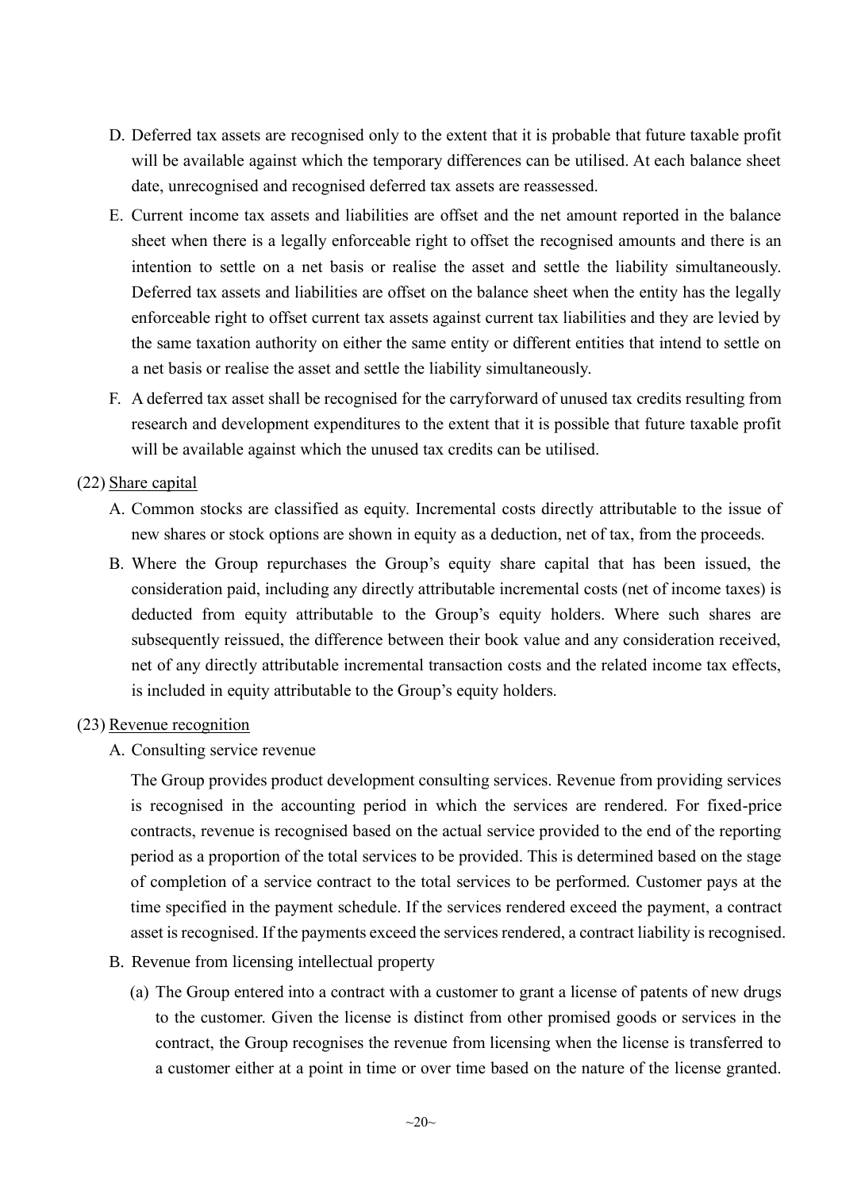D. Deferred tax assets are recognised only to the extent that it is probable that future taxable profit will be available against which the temporary differences can be utilised. At each balance sheet date, unrecognised and recognised deferred tax assets are reassessed.

E. Current income tax assets and liabilities are offset and the net amount reported in the balance sheet when there is a legally enforceable right to offset the recognised amounts and there is an intention to settle on a net basis or realise the asset and settle the liability simultaneously. Deferred tax assets and liabilities are offset on the balance sheet when the entity has the legally enforceable right to offset current tax assets against current tax liabilities and they are levied by the same taxation authority on either the same entity or different entities that intend to settle on a net basis or realise the asset and settle the liability simultaneously.

F. A deferred tax asset shall be recognised for the carryforward of unused tax credits resulting from research and development expenditures to the extent that it is possible that future taxable profit will be available against which the unused tax credits can be utilised.

(22) Share capital

A. Common stocks are classified as equity. Incremental costs directly attributable to the issue of new shares or stock options are shown in equity as a deduction, net of tax, from the proceeds.

B. Where the Group repurchases the Group's equity share capital that has been issued, the consideration paid, including any directly attributable incremental costs (net of income taxes) is deducted from equity attributable to the Group's equity holders. Where such shares are subsequently reissued, the difference between their book value and any consideration received, net of any directly attributable incremental transaction costs and the related income tax effects, is included in equity attributable to the Group's equity holders.

(23) Revenue recognition

A. Consulting service revenue

The Group provides product development consulting services. Revenue from providing services is recognised in the accounting period in which the services are rendered. For fixed-price contracts, revenue is recognised based on the actual service provided to the end of the reporting period as a proportion of the total services to be provided. This is determined based on the stage of completion of a service contract to the total services to be performed. Customer pays at the time specified in the payment schedule. If the services rendered exceed the payment, a contract asset is recognised. If the payments exceed the services rendered, a contract liability is recognised.

B. Revenue from licensing intellectual property

(a) The Group entered into a contract with a customer to grant a license of patents of new drugs to the customer. Given the license is distinct from other promised goods or services in the contract, the Group recognises the revenue from licensing when the license is transferred to a customer either at a point in time or over time based on the nature of the license granted.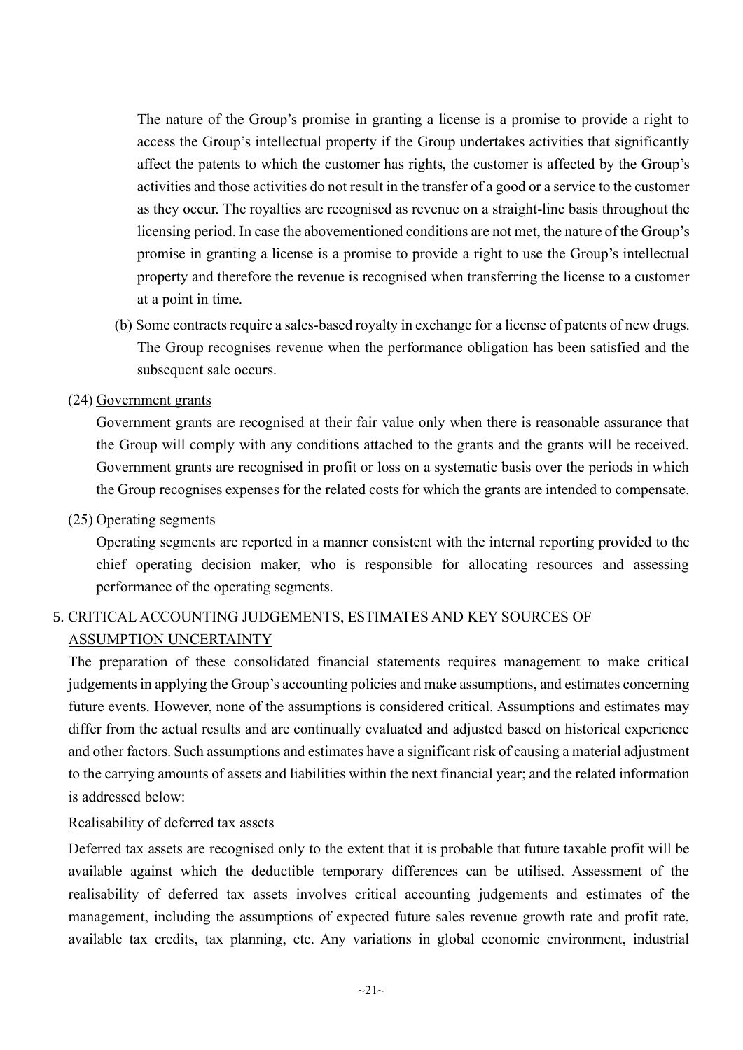The nature of the Group's promise in granting a license is a promise to provide a right to access the Group's intellectual property if the Group undertakes activities that significantly affect the patents to which the customer has rights, the customer is affected by the Group's activities and those activities do not result in the transfer of a good or a service to the customer as they occur. The royalties are recognised as revenue on a straight-line basis throughout the licensing period. In case the abovementioned conditions are not met, the nature of the Group's promise in granting a license is a promise to provide a right to use the Group's intellectual property and therefore the revenue is recognised when transferring the license to a customer at a point in time.

(b) Some contracts require a sales-based royalty in exchange for a license of patents of new drugs. The Group recognises revenue when the performance obligation has been satisfied and the subsequent sale occurs.

(24) Government grants

Government grants are recognised at their fair value only when there is reasonable assurance that the Group will comply with any conditions attached to the grants and the grants will be received. Government grants are recognised in profit or loss on a systematic basis over the periods in which the Group recognises expenses for the related costs for which the grants are intended to compensate.

(25) Operating segments

Operating segments are reported in a manner consistent with the internal reporting provided to the chief operating decision maker, who is responsible for allocating resources and assessing performance of the operating segments.

## 5. CRITICAL ACCOUNTING JUDGEMENTS, ESTIMATES AND KEY SOURCES OF ASSUMPTION UNCERTAINTY

The preparation of these consolidated financial statements requires management to make critical judgements in applying the Group's accounting policies and make assumptions, and estimates concerning future events. However, none of the assumptions is considered critical. Assumptions and estimates may differ from the actual results and are continually evaluated and adjusted based on historical experience and other factors. Such assumptions and estimates have a significant risk of causing a material adjustment to the carrying amounts of assets and liabilities within the next financial year; and the related information is addressed below:

Realisability of deferred tax assets

Deferred tax assets are recognised only to the extent that it is probable that future taxable profit will be available against which the deductible temporary differences can be utilised. Assessment of the realisability of deferred tax assets involves critical accounting judgements and estimates of the management, including the assumptions of expected future sales revenue growth rate and profit rate, available tax credits, tax planning, etc. Any variations in global economic environment, industrial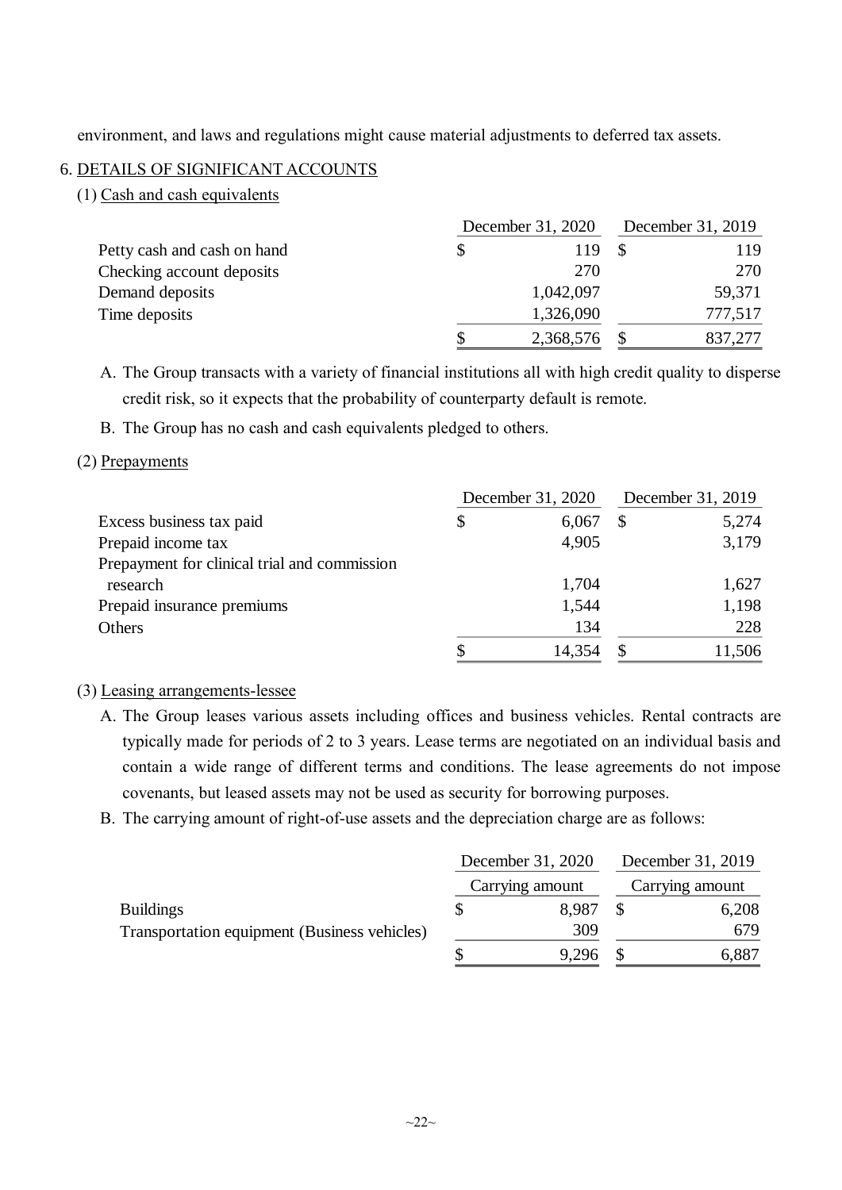environment, and laws and regulations might cause material adjustments to deferred tax assets.

## 6. DETAILS OF SIGNIFICANT ACCOUNTS

### (1) Cash and cash equivalents

| | December 31, 2020 | December 31, 2019 |
|---|---|---|
| Petty cash and cash on hand | $ 119 | $ 119 |
| Checking account deposits | 270 | 270 |
| Demand deposits | 1,042,097 | 59,371 |
| Time deposits | 1,326,090 | 777,517 |
| | $ 2,368,576 | $ 837,277 |

A. The Group transacts with a variety of financial institutions all with high credit quality to disperse credit risk, so it expects that the probability of counterparty default is remote.

B. The Group has no cash and cash equivalents pledged to others.

### (2) Prepayments

| | December 31, 2020 | December 31, 2019 |
|---|---|---|
| Excess business tax paid | $ 6,067 | $ 5,274 |
| Prepaid income tax | 4,905 | 3,179 |
| Prepayment for clinical trial and commission research | 1,704 | 1,627 |
| Prepaid insurance premiums | 1,544 | 1,198 |
| Others | 134 | 228 |
| | $ 14,354 | $ 11,506 |

### (3) Leasing arrangements-lessee

A. The Group leases various assets including offices and business vehicles. Rental contracts are typically made for periods of 2 to 3 years. Lease terms are negotiated on an individual basis and contain a wide range of different terms and conditions. The lease agreements do not impose covenants, but leased assets may not be used as security for borrowing purposes.

B. The carrying amount of right-of-use assets and the depreciation charge are as follows:

| | December 31, 2020 | December 31, 2019 |
|---|---|---|
| | Carrying amount | Carrying amount |
| Buildings | $ 8,987 | $ 6,208 |
| Transportation equipment (Business vehicles) | 309 | 679 |
| | $ 9,296 | $ 6,887 |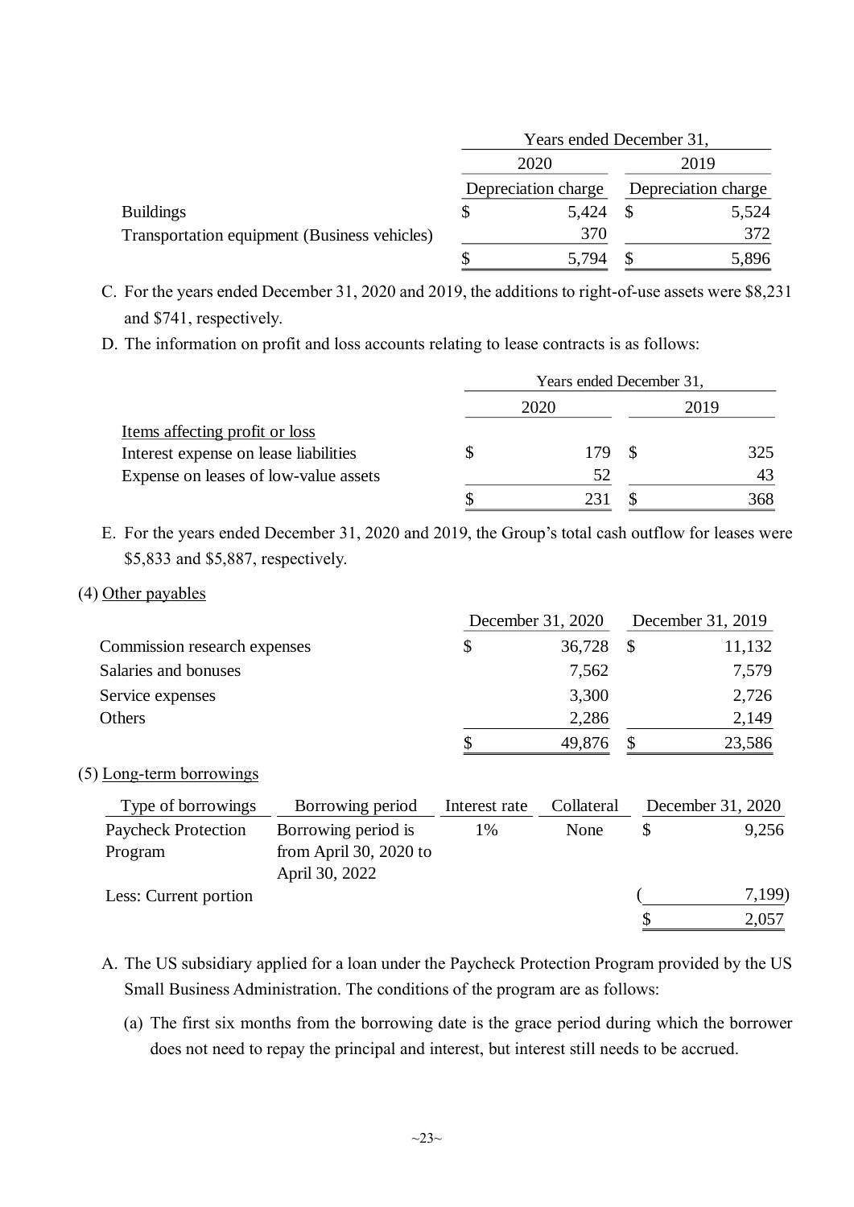| | Years ended December 31, | |
|---|---|---|
| | 2020 | 2019 |
| | Depreciation charge | Depreciation charge |
| Buildings | $ 5,424 | $ 5,524 |
| Transportation equipment (Business vehicles) | 370 | 372 |
| | $ 5,794 | $ 5,896 |

C. For the years ended December 31, 2020 and 2019, the additions to right-of-use assets were $8,231 and $741, respectively.

D. The information on profit and loss accounts relating to lease contracts is as follows:

| | Years ended December 31, | |
|---|---|---|
| | 2020 | 2019 |
| Items affecting profit or loss | | |
| Interest expense on lease liabilities | $ 179 | $ 325 |
| Expense on leases of low-value assets | 52 | 43 |
| | $ 231 | $ 368 |

E. For the years ended December 31, 2020 and 2019, the Group's total cash outflow for leases were $5,833 and $5,887, respectively.

(4) Other payables

| | December 31, 2020 | December 31, 2019 |
|---|---|---|
| Commission research expenses | $ 36,728 | $ 11,132 |
| Salaries and bonuses | 7,562 | 7,579 |
| Service expenses | 3,300 | 2,726 |
| Others | 2,286 | 2,149 |
| | $ 49,876 | $ 23,586 |

(5) Long-term borrowings

| Type of borrowings | Borrowing period | Interest rate | Collateral | December 31, 2020 |
|---|---|---|---|---|
| Paycheck Protection Program | Borrowing period is from April 30, 2020 to April 30, 2022 | 1% | None | $ 9,256 |
| Less: Current portion | | | | ( 7,199) |
| | | | | $ 2,057 |

A. The US subsidiary applied for a loan under the Paycheck Protection Program provided by the US Small Business Administration. The conditions of the program are as follows:

(a) The first six months from the borrowing date is the grace period during which the borrower does not need to repay the principal and interest, but interest still needs to be accrued.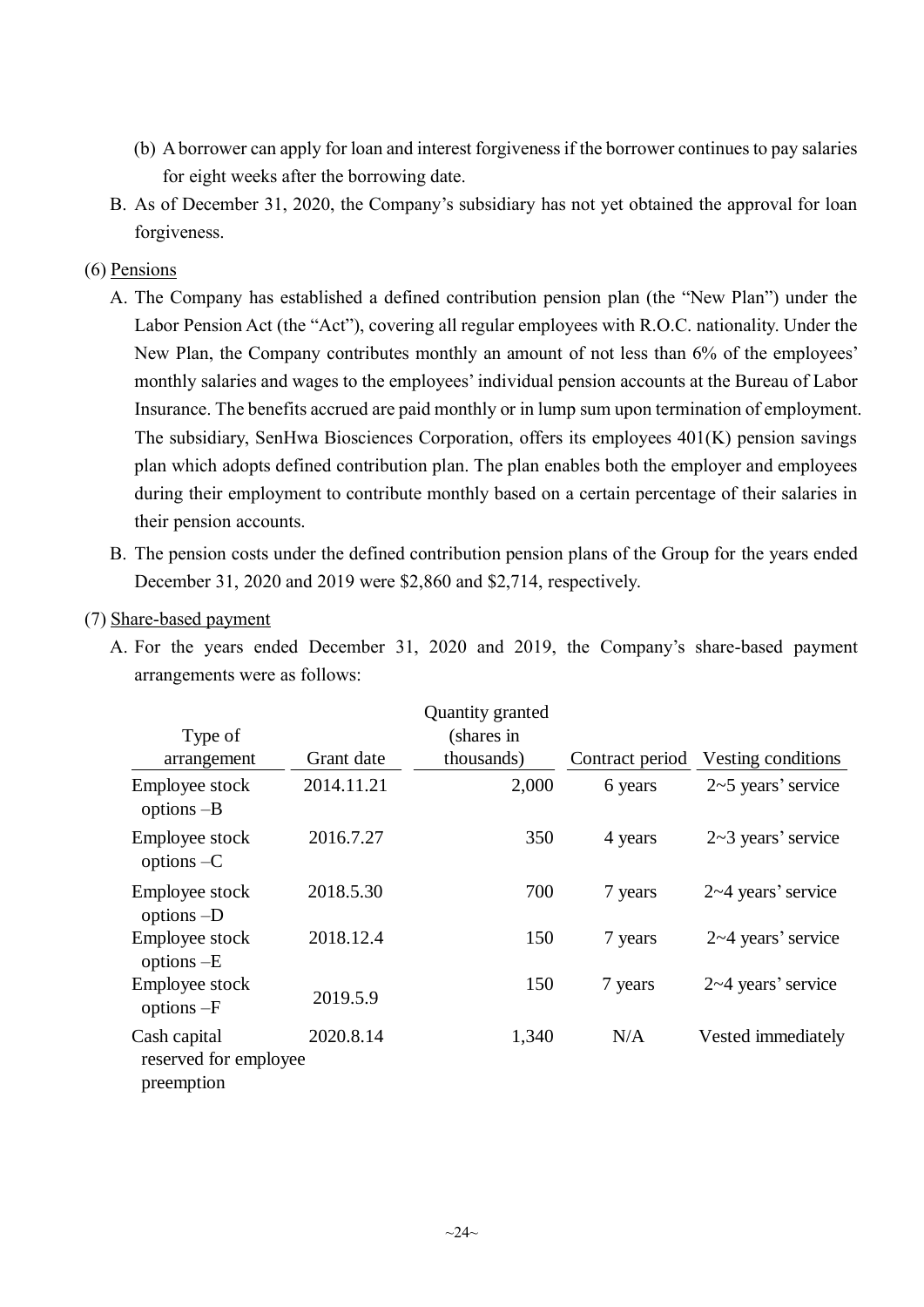(b) A borrower can apply for loan and interest forgiveness if the borrower continues to pay salaries for eight weeks after the borrowing date.

B. As of December 31, 2020, the Company's subsidiary has not yet obtained the approval for loan forgiveness.

(6) Pensions

A. The Company has established a defined contribution pension plan (the "New Plan") under the Labor Pension Act (the "Act"), covering all regular employees with R.O.C. nationality. Under the New Plan, the Company contributes monthly an amount of not less than 6% of the employees' monthly salaries and wages to the employees' individual pension accounts at the Bureau of Labor Insurance. The benefits accrued are paid monthly or in lump sum upon termination of employment. The subsidiary, SenHwa Biosciences Corporation, offers its employees 401(K) pension savings plan which adopts defined contribution plan. The plan enables both the employer and employees during their employment to contribute monthly based on a certain percentage of their salaries in their pension accounts.

B. The pension costs under the defined contribution pension plans of the Group for the years ended December 31, 2020 and 2019 were $2,860 and $2,714, respectively.

(7) Share-based payment

A. For the years ended December 31, 2020 and 2019, the Company's share-based payment arrangements were as follows:

| Type of arrangement | Grant date | Quantity granted (shares in thousands) | Contract period | Vesting conditions |
|---|---|---|---|---|
| Employee stock options –B | 2014.11.21 | 2,000 | 6 years | 2~5 years' service |
| Employee stock options –C | 2016.7.27 | 350 | 4 years | 2~3 years' service |
| Employee stock options –D | 2018.5.30 | 700 | 7 years | 2~4 years' service |
| Employee stock options –E | 2018.12.4 | 150 | 7 years | 2~4 years' service |
| Employee stock options –F | 2019.5.9 | 150 | 7 years | 2~4 years' service |
| Cash capital reserved for employee preemption | 2020.8.14 | 1,340 | N/A | Vested immediately |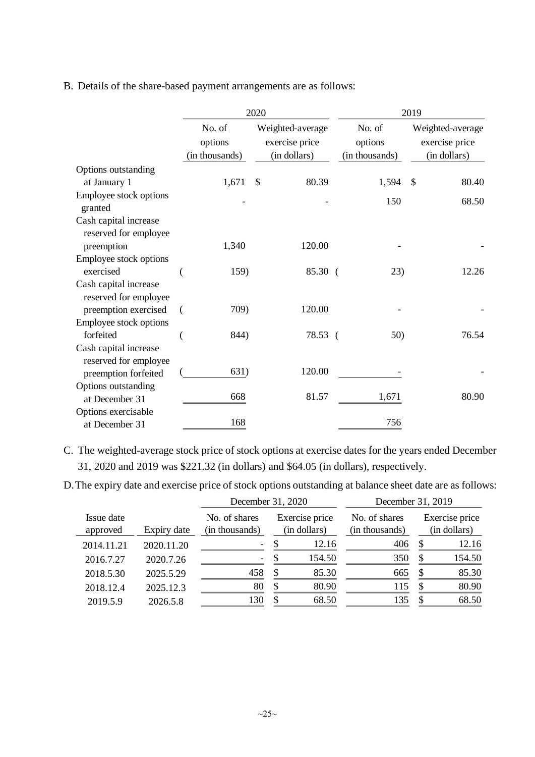B. Details of the share-based payment arrangements are as follows:

| | 2020 | | 2019 | |
|---|---|---|---|---|
| | No. of options (in thousands) | Weighted-average exercise price (in dollars) | No. of options (in thousands) | Weighted-average exercise price (in dollars) |
| Options outstanding at January 1 | 1,671 | $ 80.39 | 1,594 | $ 80.40 |
| Employee stock options granted | - | - | 150 | 68.50 |
| Cash capital increase reserved for employee preemption | 1,340 | 120.00 | - | - |
| Employee stock options exercised | ( 159) | 85.30 | ( 23) | 12.26 |
| Cash capital increase reserved for employee preemption exercised | ( 709) | 120.00 | - | - |
| Employee stock options forfeited | ( 844) | 78.53 | ( 50) | 76.54 |
| Cash capital increase reserved for employee preemption forfeited | ( 631) | 120.00 | - | - |
| Options outstanding at December 31 | 668 | 81.57 | 1,671 | 80.90 |
| Options exercisable at December 31 | 168 | | 756 | |

C. The weighted-average stock price of stock options at exercise dates for the years ended December 31, 2020 and 2019 was $221.32 (in dollars) and $64.05 (in dollars), respectively.

D. The expiry date and exercise price of stock options outstanding at balance sheet date are as follows:

| | | December 31, 2020 | | December 31, 2019 | |
|---|---|---|---|---|---|
| Issue date approved | Expiry date | No. of shares (in thousands) | Exercise price (in dollars) | No. of shares (in thousands) | Exercise price (in dollars) |
| 2014.11.21 | 2020.11.20 | - | $ 12.16 | 406 | $ 12.16 |
| 2016.7.27 | 2020.7.26 | - | $ 154.50 | 350 | $ 154.50 |
| 2018.5.30 | 2025.5.29 | 458 | $ 85.30 | 665 | $ 85.30 |
| 2018.12.4 | 2025.12.3 | 80 | $ 80.90 | 115 | $ 80.90 |
| 2019.5.9 | 2026.5.8 | 130 | $ 68.50 | 135 | $ 68.50 |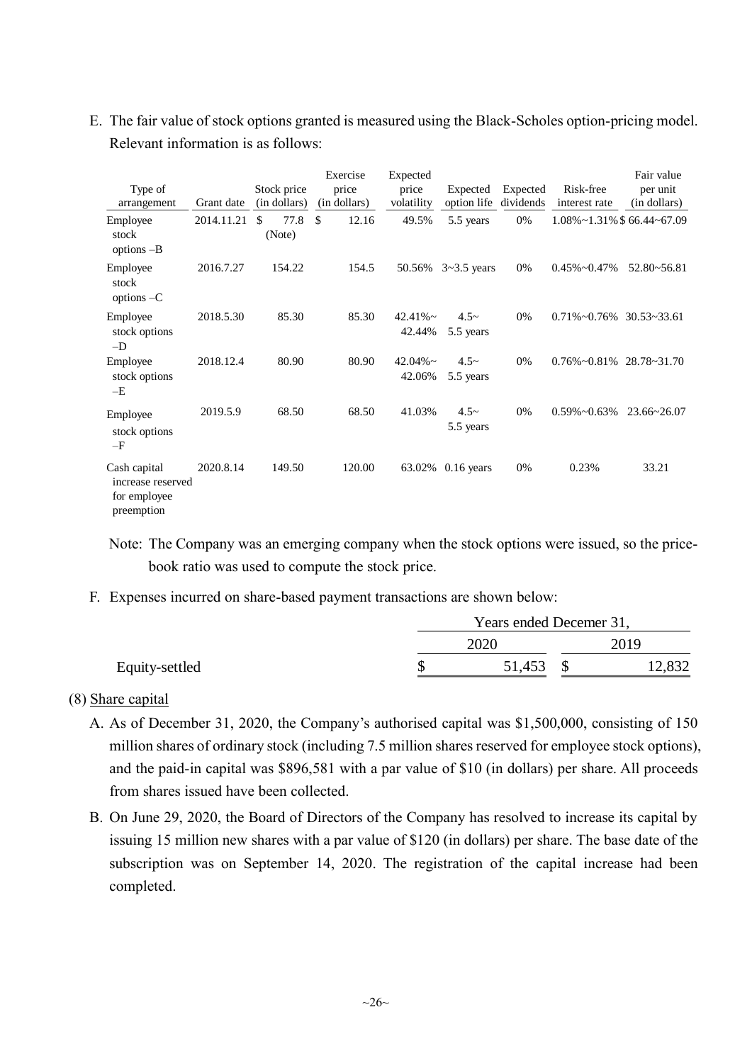E. The fair value of stock options granted is measured using the Black-Scholes option-pricing model. Relevant information is as follows:

| Type of arrangement | Grant date | Stock price (in dollars) | Exercise price (in dollars) | Expected price volatility | Expected option life | Expected dividends | Risk-free interest rate | Fair value per unit (in dollars) |
|---|---|---|---|---|---|---|---|---|
| Employee stock options –B | 2014.11.21 | $ 77.8 (Note) | $ 12.16 | 49.5% | 5.5 years | 0% | 1.08%~1.31% | $ 66.44~67.09 |
| Employee stock options –C | 2016.7.27 | 154.22 | 154.5 | 50.56% | 3~3.5 years | 0% | 0.45%~0.47% | 52.80~56.81 |
| Employee stock options –D | 2018.5.30 | 85.30 | 85.30 | 42.41%~ 42.44% | 4.5~ 5.5 years | 0% | 0.71%~0.76% | 30.53~33.61 |
| Employee stock options –E | 2018.12.4 | 80.90 | 80.90 | 42.04%~ 42.06% | 4.5~ 5.5 years | 0% | 0.76%~0.81% | 28.78~31.70 |
| Employee stock options –F | 2019.5.9 | 68.50 | 68.50 | 41.03% | 4.5~ 5.5 years | 0% | 0.59%~0.63% | 23.66~26.07 |
| Cash capital increase reserved for employee preemption | 2020.8.14 | 149.50 | 120.00 | 63.02% | 0.16 years | 0% | 0.23% | 33.21 |

Note: The Company was an emerging company when the stock options were issued, so the price-book ratio was used to compute the stock price.

F. Expenses incurred on share-based payment transactions are shown below:

| | Years ended Decemer 31, | |
|---|---|---|
| | 2020 | 2019 |
| Equity-settled | $ 51,453 | $ 12,832 |

(8) Share capital

A. As of December 31, 2020, the Company's authorised capital was $1,500,000, consisting of 150 million shares of ordinary stock (including 7.5 million shares reserved for employee stock options), and the paid-in capital was $896,581 with a par value of $10 (in dollars) per share. All proceeds from shares issued have been collected.

B. On June 29, 2020, the Board of Directors of the Company has resolved to increase its capital by issuing 15 million new shares with a par value of $120 (in dollars) per share. The base date of the subscription was on September 14, 2020. The registration of the capital increase had been completed.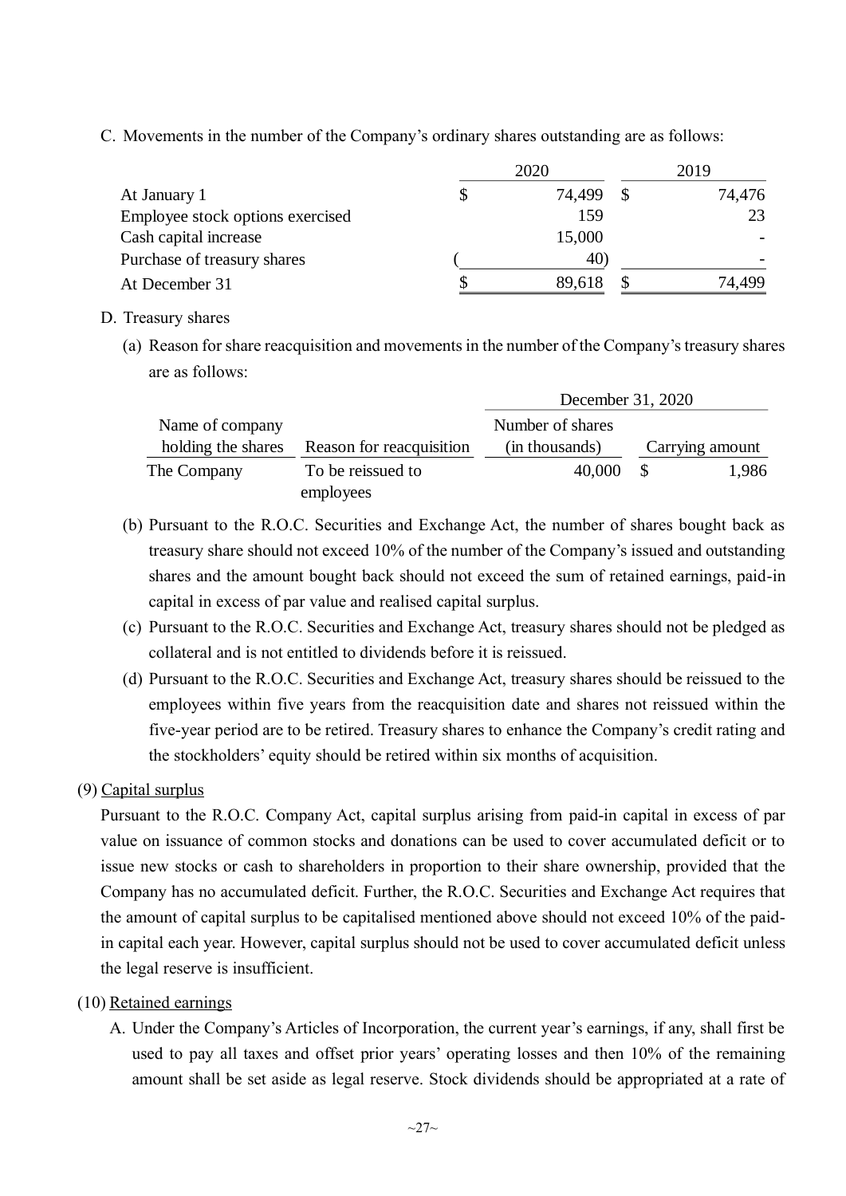C. Movements in the number of the Company's ordinary shares outstanding are as follows:

| | 2020 | 2019 |
|---|---|---|
| At January 1 | $ 74,499 | $ 74,476 |
| Employee stock options exercised | 159 | 23 |
| Cash capital increase | 15,000 | - |
| Purchase of treasury shares | ( 40) | - |
| At December 31 | $ 89,618 | $ 74,499 |

D. Treasury shares

(a) Reason for share reacquisition and movements in the number of the Company's treasury shares are as follows:

| | | December 31, 2020 | |
|---|---|---|---|
| Name of company holding the shares | Reason for reacquisition | Number of shares (in thousands) | Carrying amount |
| The Company | To be reissued to employees | 40,000 | $ 1,986 |

(b) Pursuant to the R.O.C. Securities and Exchange Act, the number of shares bought back as treasury share should not exceed 10% of the number of the Company's issued and outstanding shares and the amount bought back should not exceed the sum of retained earnings, paid-in capital in excess of par value and realised capital surplus.

(c) Pursuant to the R.O.C. Securities and Exchange Act, treasury shares should not be pledged as collateral and is not entitled to dividends before it is reissued.

(d) Pursuant to the R.O.C. Securities and Exchange Act, treasury shares should be reissued to the employees within five years from the reacquisition date and shares not reissued within the five-year period are to be retired. Treasury shares to enhance the Company's credit rating and the stockholders' equity should be retired within six months of acquisition.

(9) Capital surplus

Pursuant to the R.O.C. Company Act, capital surplus arising from paid-in capital in excess of par value on issuance of common stocks and donations can be used to cover accumulated deficit or to issue new stocks or cash to shareholders in proportion to their share ownership, provided that the Company has no accumulated deficit. Further, the R.O.C. Securities and Exchange Act requires that the amount of capital surplus to be capitalised mentioned above should not exceed 10% of the paid-in capital each year. However, capital surplus should not be used to cover accumulated deficit unless the legal reserve is insufficient.

(10) Retained earnings

A. Under the Company's Articles of Incorporation, the current year's earnings, if any, shall first be used to pay all taxes and offset prior years' operating losses and then 10% of the remaining amount shall be set aside as legal reserve. Stock dividends should be appropriated at a rate of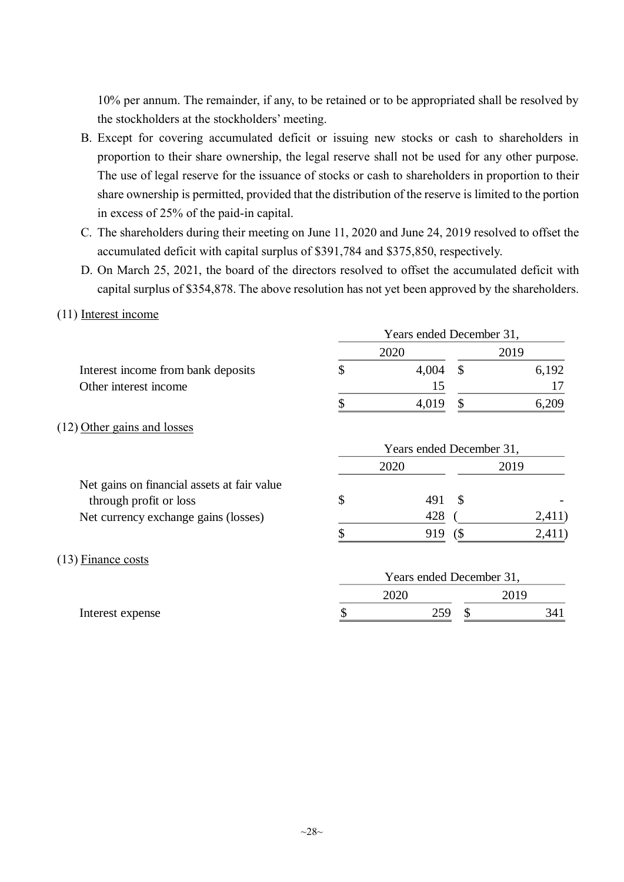10% per annum. The remainder, if any, to be retained or to be appropriated shall be resolved by the stockholders at the stockholders' meeting.

B. Except for covering accumulated deficit or issuing new stocks or cash to shareholders in proportion to their share ownership, the legal reserve shall not be used for any other purpose. The use of legal reserve for the issuance of stocks or cash to shareholders in proportion to their share ownership is permitted, provided that the distribution of the reserve is limited to the portion in excess of 25% of the paid-in capital.

C. The shareholders during their meeting on June 11, 2020 and June 24, 2019 resolved to offset the accumulated deficit with capital surplus of $391,784 and $375,850, respectively.

D. On March 25, 2021, the board of the directors resolved to offset the accumulated deficit with capital surplus of $354,878. The above resolution has not yet been approved by the shareholders.

(11) Interest income

| | Years ended December 31, | |
|---|---|---|
| | 2020 | 2019 |
| Interest income from bank deposits | $ 4,004 | $ 6,192 |
| Other interest income | 15 | 17 |
| | $ 4,019 | $ 6,209 |

(12) Other gains and losses

| | Years ended December 31, | |
|---|---|---|
| | 2020 | 2019 |
| Net gains on financial assets at fair value through profit or loss | $ 491 | $ - |
| Net currency exchange gains (losses) | 428 | ( 2,411) |
| | $ 919 | ($ 2,411) |

(13) Finance costs

| | Years ended December 31, | |
|---|---|---|
| | 2020 | 2019 |
| Interest expense | $ 259 | $ 341 |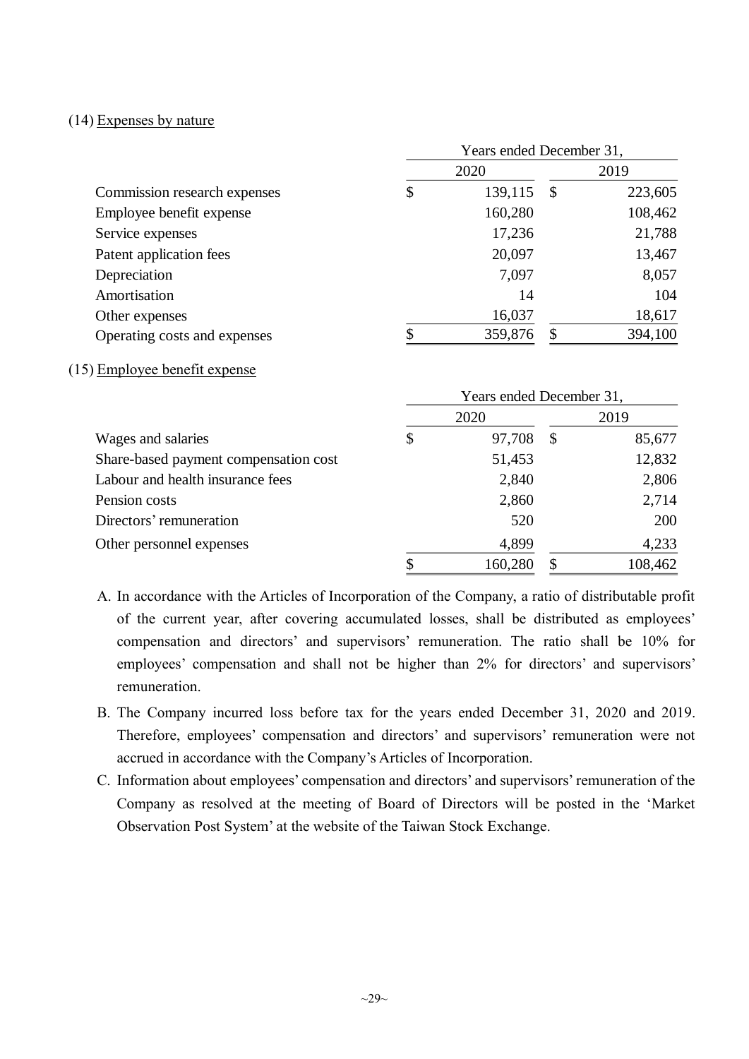(14) Expenses by nature

| | Years ended December 31, | |
|---|---|---|
| | 2020 | 2019 |
| Commission research expenses | $ 139,115 | $ 223,605 |
| Employee benefit expense | 160,280 | 108,462 |
| Service expenses | 17,236 | 21,788 |
| Patent application fees | 20,097 | 13,467 |
| Depreciation | 7,097 | 8,057 |
| Amortisation | 14 | 104 |
| Other expenses | 16,037 | 18,617 |
| Operating costs and expenses | $ 359,876 | $ 394,100 |

(15) Employee benefit expense

| | Years ended December 31, | |
|---|---|---|
| | 2020 | 2019 |
| Wages and salaries | $ 97,708 | $ 85,677 |
| Share-based payment compensation cost | 51,453 | 12,832 |
| Labour and health insurance fees | 2,840 | 2,806 |
| Pension costs | 2,860 | 2,714 |
| Directors' remuneration | 520 | 200 |
| Other personnel expenses | 4,899 | 4,233 |
| | $ 160,280 | $ 108,462 |

A. In accordance with the Articles of Incorporation of the Company, a ratio of distributable profit of the current year, after covering accumulated losses, shall be distributed as employees' compensation and directors' and supervisors' remuneration. The ratio shall be 10% for employees' compensation and shall not be higher than 2% for directors' and supervisors' remuneration.

B. The Company incurred loss before tax for the years ended December 31, 2020 and 2019. Therefore, employees' compensation and directors' and supervisors' remuneration were not accrued in accordance with the Company's Articles of Incorporation.

C. Information about employees' compensation and directors' and supervisors' remuneration of the Company as resolved at the meeting of Board of Directors will be posted in the 'Market Observation Post System' at the website of the Taiwan Stock Exchange.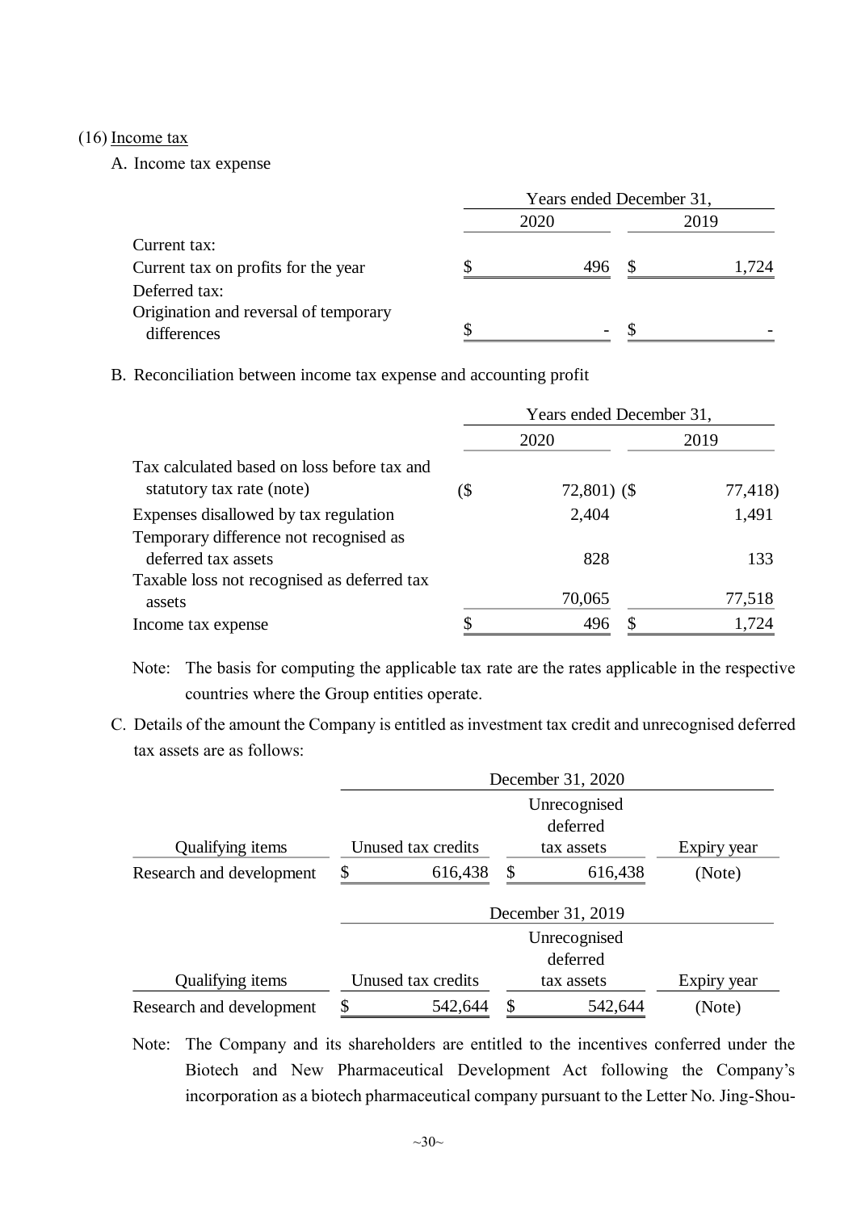(16) Income tax

A. Income tax expense

| | Years ended December 31, | |
|---|---|---|
| | 2020 | 2019 |
| Current tax: | | |
| Current tax on profits for the year | $ 496 | $ 1,724 |
| Deferred tax: | | |
| Origination and reversal of temporary differences | $ - | $ - |

B. Reconciliation between income tax expense and accounting profit

| | Years ended December 31, | |
|---|---|---|
| | 2020 | 2019 |
| Tax calculated based on loss before tax and statutory tax rate (note) | ($ 72,801) | ($ 77,418) |
| Expenses disallowed by tax regulation | 2,404 | 1,491 |
| Temporary difference not recognised as deferred tax assets | 828 | 133 |
| Taxable loss not recognised as deferred tax assets | 70,065 | 77,518 |
| Income tax expense | $ 496 | $ 1,724 |

Note: The basis for computing the applicable tax rate are the rates applicable in the respective countries where the Group entities operate.

C. Details of the amount the Company is entitled as investment tax credit and unrecognised deferred tax assets are as follows:

| | December 31, 2020 | | |
|---|---|---|---|
| Qualifying items | Unused tax credits | Unrecognised deferred tax assets | Expiry year |
| Research and development | $ 616,438 | $ 616,438 | (Note) |

| | December 31, 2019 | | |
|---|---|---|---|
| Qualifying items | Unused tax credits | Unrecognised deferred tax assets | Expiry year |
| Research and development | $ 542,644 | $ 542,644 | (Note) |

Note: The Company and its shareholders are entitled to the incentives conferred under the Biotech and New Pharmaceutical Development Act following the Company's incorporation as a biotech pharmaceutical company pursuant to the Letter No. Jing-Shou-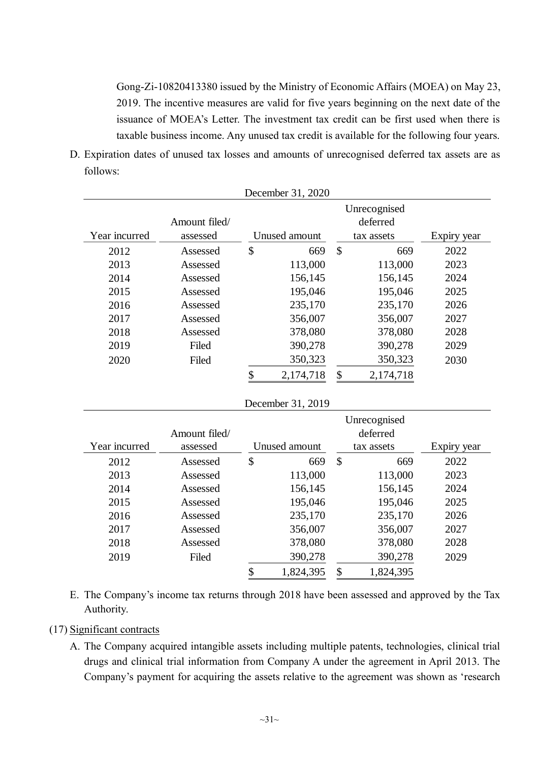Gong-Zi-10820413380 issued by the Ministry of Economic Affairs (MOEA) on May 23, 2019. The incentive measures are valid for five years beginning on the next date of the issuance of MOEA's Letter. The investment tax credit can be first used when there is taxable business income. Any unused tax credit is available for the following four years.

D. Expiration dates of unused tax losses and amounts of unrecognised deferred tax assets are as follows:

December 31, 2020

| Year incurred | Amount filed/ assessed | Unused amount | Unrecognised deferred tax assets | Expiry year |
|---|---|---|---|---|
| 2012 | Assessed | $ 669 | $ 669 | 2022 |
| 2013 | Assessed | 113,000 | 113,000 | 2023 |
| 2014 | Assessed | 156,145 | 156,145 | 2024 |
| 2015 | Assessed | 195,046 | 195,046 | 2025 |
| 2016 | Assessed | 235,170 | 235,170 | 2026 |
| 2017 | Assessed | 356,007 | 356,007 | 2027 |
| 2018 | Assessed | 378,080 | 378,080 | 2028 |
| 2019 | Filed | 390,278 | 390,278 | 2029 |
| 2020 | Filed | 350,323 | 350,323 | 2030 |
| | | $ 2,174,718 | $ 2,174,718 | |

December 31, 2019

| Year incurred | Amount filed/ assessed | Unused amount | Unrecognised deferred tax assets | Expiry year |
|---|---|---|---|---|
| 2012 | Assessed | $ 669 | $ 669 | 2022 |
| 2013 | Assessed | 113,000 | 113,000 | 2023 |
| 2014 | Assessed | 156,145 | 156,145 | 2024 |
| 2015 | Assessed | 195,046 | 195,046 | 2025 |
| 2016 | Assessed | 235,170 | 235,170 | 2026 |
| 2017 | Assessed | 356,007 | 356,007 | 2027 |
| 2018 | Assessed | 378,080 | 378,080 | 2028 |
| 2019 | Filed | 390,278 | 390,278 | 2029 |
| | | $ 1,824,395 | $ 1,824,395 | |

E. The Company's income tax returns through 2018 have been assessed and approved by the Tax Authority.

(17) Significant contracts

A. The Company acquired intangible assets including multiple patents, technologies, clinical trial drugs and clinical trial information from Company A under the agreement in April 2013. The Company's payment for acquiring the assets relative to the agreement was shown as 'research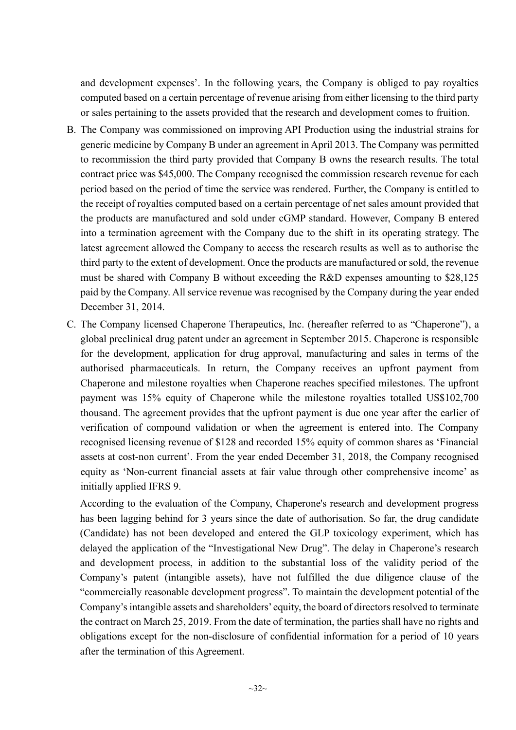and development expenses'. In the following years, the Company is obliged to pay royalties computed based on a certain percentage of revenue arising from either licensing to the third party or sales pertaining to the assets provided that the research and development comes to fruition.

B. The Company was commissioned on improving API Production using the industrial strains for generic medicine by Company B under an agreement in April 2013. The Company was permitted to recommission the third party provided that Company B owns the research results. The total contract price was $45,000. The Company recognised the commission research revenue for each period based on the period of time the service was rendered. Further, the Company is entitled to the receipt of royalties computed based on a certain percentage of net sales amount provided that the products are manufactured and sold under cGMP standard. However, Company B entered into a termination agreement with the Company due to the shift in its operating strategy. The latest agreement allowed the Company to access the research results as well as to authorise the third party to the extent of development. Once the products are manufactured or sold, the revenue must be shared with Company B without exceeding the R&D expenses amounting to $28,125 paid by the Company. All service revenue was recognised by the Company during the year ended December 31, 2014.

C. The Company licensed Chaperone Therapeutics, Inc. (hereafter referred to as "Chaperone"), a global preclinical drug patent under an agreement in September 2015. Chaperone is responsible for the development, application for drug approval, manufacturing and sales in terms of the authorised pharmaceuticals. In return, the Company receives an upfront payment from Chaperone and milestone royalties when Chaperone reaches specified milestones. The upfront payment was 15% equity of Chaperone while the milestone royalties totalled US$102,700 thousand. The agreement provides that the upfront payment is due one year after the earlier of verification of compound validation or when the agreement is entered into. The Company recognised licensing revenue of $128 and recorded 15% equity of common shares as 'Financial assets at cost-non current'. From the year ended December 31, 2018, the Company recognised equity as 'Non-current financial assets at fair value through other comprehensive income' as initially applied IFRS 9.

   According to the evaluation of the Company, Chaperone's research and development progress has been lagging behind for 3 years since the date of authorisation. So far, the drug candidate (Candidate) has not been developed and entered the GLP toxicology experiment, which has delayed the application of the "Investigational New Drug". The delay in Chaperone's research and development process, in addition to the substantial loss of the validity period of the Company's patent (intangible assets), have not fulfilled the due diligence clause of the "commercially reasonable development progress". To maintain the development potential of the Company's intangible assets and shareholders' equity, the board of directors resolved to terminate the contract on March 25, 2019. From the date of termination, the parties shall have no rights and obligations except for the non-disclosure of confidential information for a period of 10 years after the termination of this Agreement.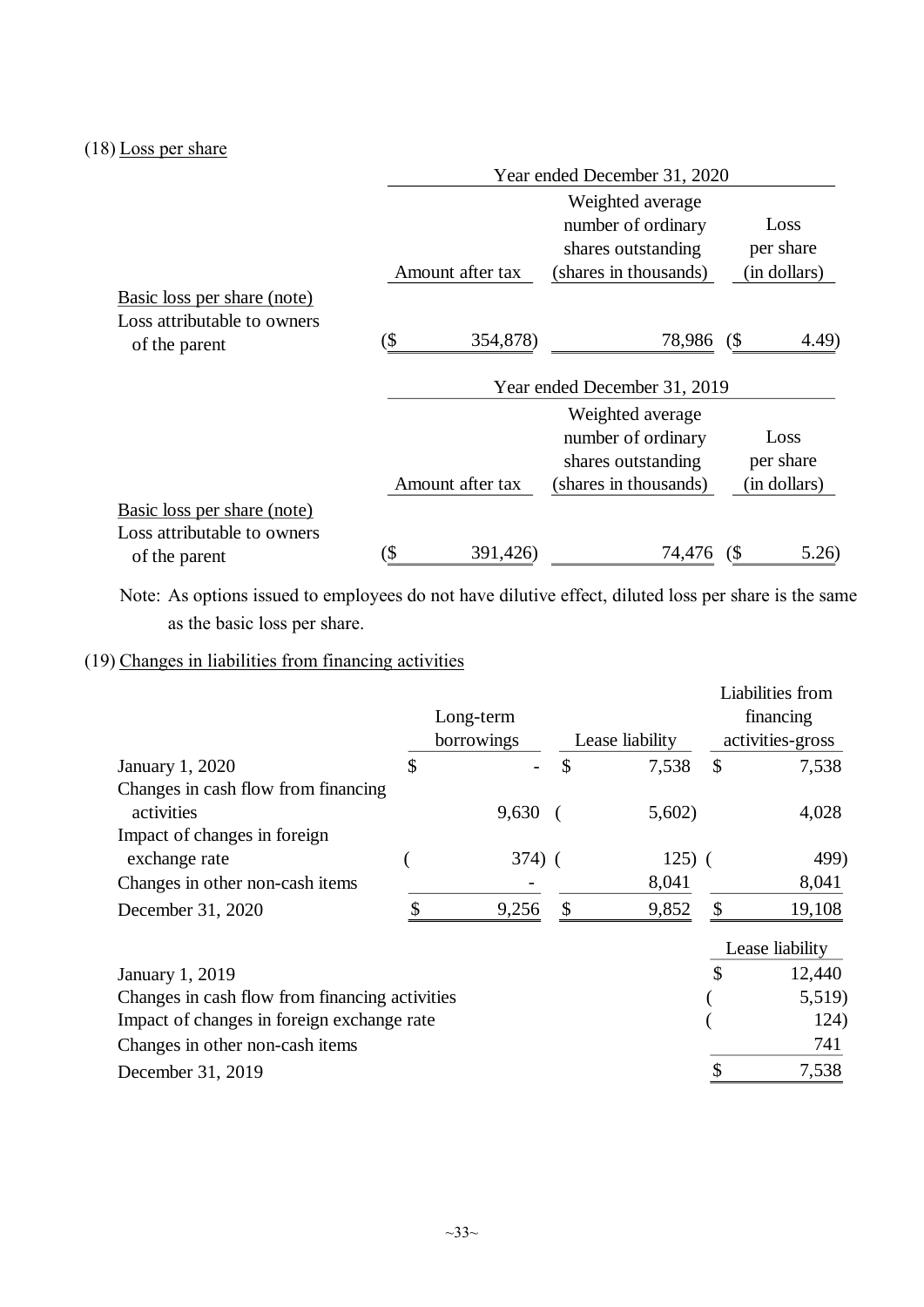(18) Loss per share

| | Year ended December 31, 2020 | | |
|---|---|---|---|
| | Amount after tax | Weighted average number of ordinary shares outstanding (shares in thousands) | Loss per share (in dollars) |
| Basic loss per share (note) | | | |
| Loss attributable to owners of the parent | ($ 354,878) | 78,986 | ($ 4.49) |

| | Year ended December 31, 2019 | | |
|---|---|---|---|
| | Amount after tax | Weighted average number of ordinary shares outstanding (shares in thousands) | Loss per share (in dollars) |
| Basic loss per share (note) | | | |
| Loss attributable to owners of the parent | ($ 391,426) | 74,476 | ($ 5.26) |

Note: As options issued to employees do not have dilutive effect, diluted loss per share is the same as the basic loss per share.

(19) Changes in liabilities from financing activities

| | Long-term borrowings | Lease liability | Liabilities from financing activities-gross |
|---|---|---|---|
| January 1, 2020 | $ - | $ 7,538 | $ 7,538 |
| Changes in cash flow from financing activities | 9,630 | ( 5,602) | 4,028 |
| Impact of changes in foreign exchange rate | ( 374) | ( 125) | ( 499) |
| Changes in other non-cash items | - | 8,041 | 8,041 |
| December 31, 2020 | $ 9,256 | $ 9,852 | $ 19,108 |

| | Lease liability |
|---|---|
| January 1, 2019 | $ 12,440 |
| Changes in cash flow from financing activities | ( 5,519) |
| Impact of changes in foreign exchange rate | ( 124) |
| Changes in other non-cash items | 741 |
| December 31, 2019 | $ 7,538 |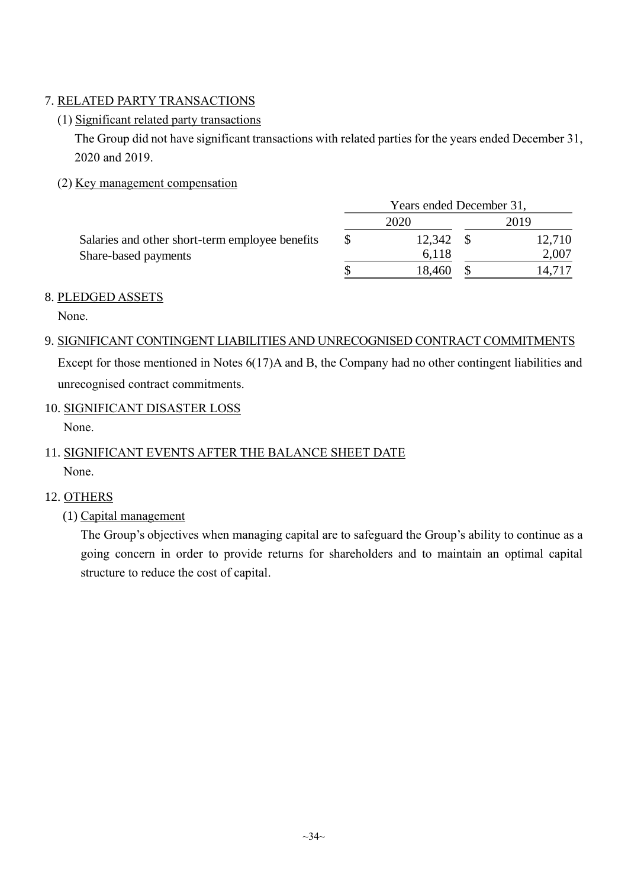7. RELATED PARTY TRANSACTIONS

(1) Significant related party transactions

The Group did not have significant transactions with related parties for the years ended December 31, 2020 and 2019.

(2) Key management compensation

| | Years ended December 31, | |
|---|---|---|
| | 2020 | 2019 |
| Salaries and other short-term employee benefits | $ 12,342 | $ 12,710 |
| Share-based payments | 6,118 | 2,007 |
| | $ 18,460 | $ 14,717 |

8. PLEDGED ASSETS

None.

9. SIGNIFICANT CONTINGENT LIABILITIES AND UNRECOGNISED CONTRACT COMMITMENTS

Except for those mentioned in Notes 6(17)A and B, the Company had no other contingent liabilities and unrecognised contract commitments.

10. SIGNIFICANT DISASTER LOSS

None.

11. SIGNIFICANT EVENTS AFTER THE BALANCE SHEET DATE

None.

12. OTHERS

(1) Capital management

The Group's objectives when managing capital are to safeguard the Group's ability to continue as a going concern in order to provide returns for shareholders and to maintain an optimal capital structure to reduce the cost of capital.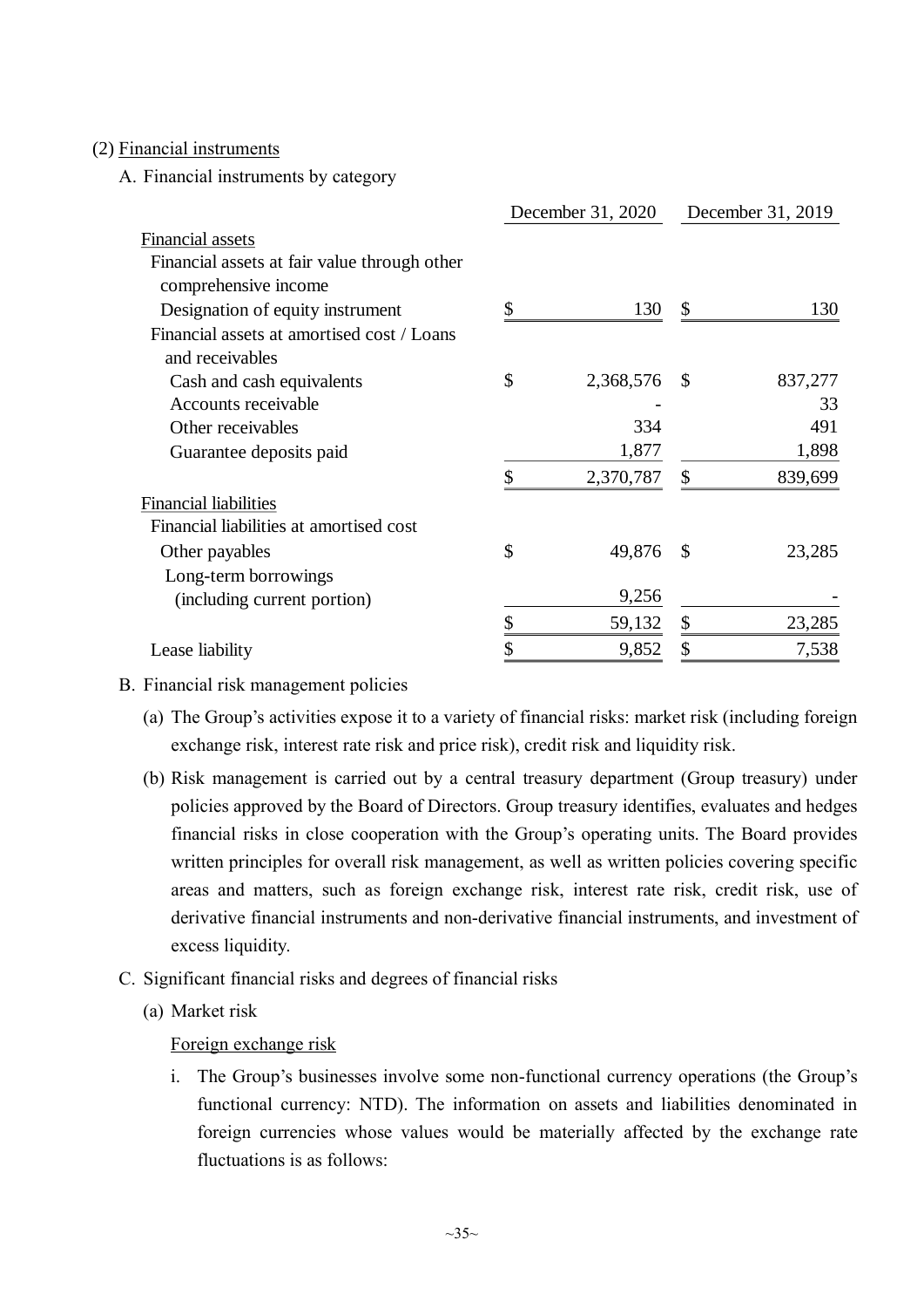(2) Financial instruments

A. Financial instruments by category

| | December 31, 2020 | December 31, 2019 |
|---|---|---|
| Financial assets | | |
| Financial assets at fair value through other comprehensive income | | |
| Designation of equity instrument | $ 130 | $ 130 |
| Financial assets at amortised cost / Loans and receivables | | |
| Cash and cash equivalents | $ 2,368,576 | $ 837,277 |
| Accounts receivable | - | 33 |
| Other receivables | 334 | 491 |
| Guarantee deposits paid | 1,877 | 1,898 |
| | $ 2,370,787 | $ 839,699 |
| Financial liabilities | | |
| Financial liabilities at amortised cost | | |
| Other payables | $ 49,876 | $ 23,285 |
| Long-term borrowings (including current portion) | 9,256 | - |
| | $ 59,132 | $ 23,285 |
| Lease liability | $ 9,852 | $ 7,538 |

B. Financial risk management policies

(a) The Group's activities expose it to a variety of financial risks: market risk (including foreign exchange risk, interest rate risk and price risk), credit risk and liquidity risk.

(b) Risk management is carried out by a central treasury department (Group treasury) under policies approved by the Board of Directors. Group treasury identifies, evaluates and hedges financial risks in close cooperation with the Group's operating units. The Board provides written principles for overall risk management, as well as written policies covering specific areas and matters, such as foreign exchange risk, interest rate risk, credit risk, use of derivative financial instruments and non-derivative financial instruments, and investment of excess liquidity.

C. Significant financial risks and degrees of financial risks

(a) Market risk

Foreign exchange risk

i. The Group's businesses involve some non-functional currency operations (the Group's functional currency: NTD). The information on assets and liabilities denominated in foreign currencies whose values would be materially affected by the exchange rate fluctuations is as follows: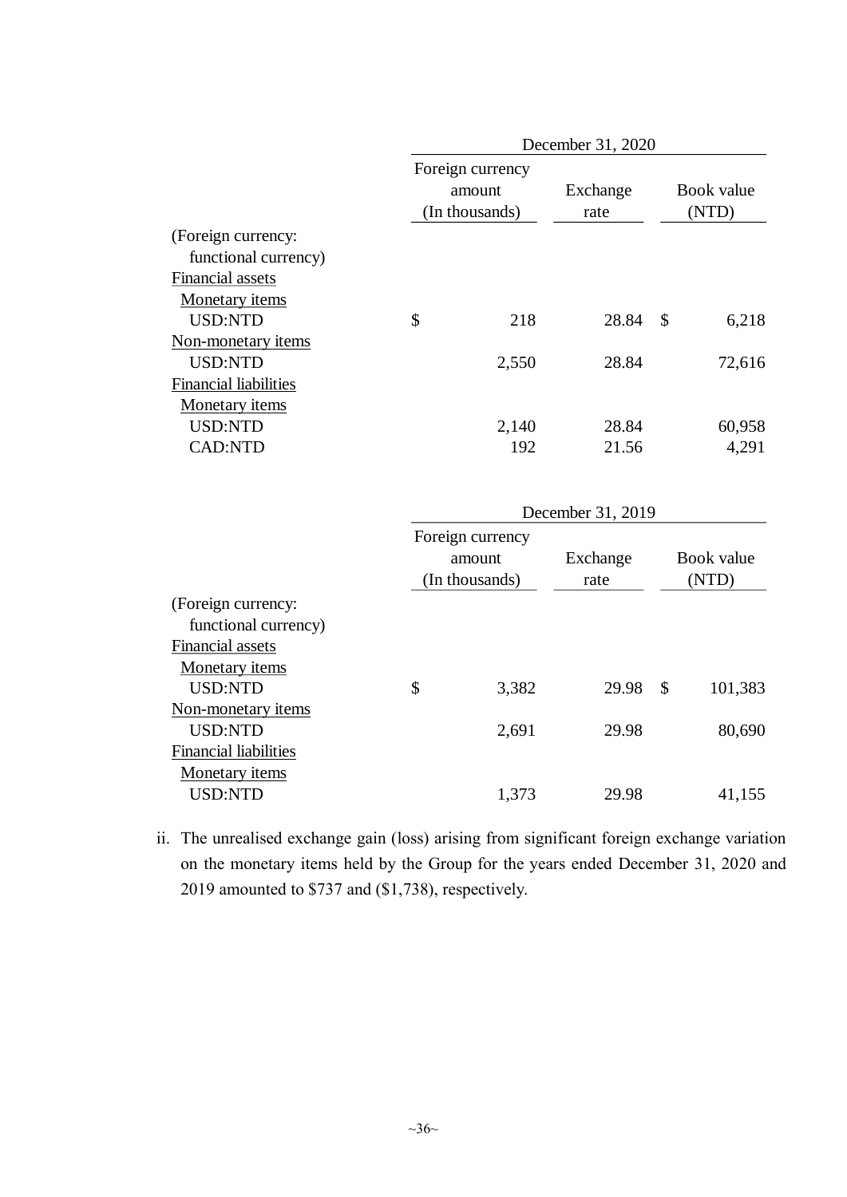| | December 31, 2020 | | |
|---|---|---|---|
| | Foreign currency amount (In thousands) | Exchange rate | Book value (NTD) |
| (Foreign currency: functional currency) | | | |
| Financial assets | | | |
| Monetary items | | | |
| USD:NTD | $ 218 | 28.84 | $ 6,218 |
| Non-monetary items | | | |
| USD:NTD | 2,550 | 28.84 | 72,616 |
| Financial liabilities | | | |
| Monetary items | | | |
| USD:NTD | 2,140 | 28.84 | 60,958 |
| CAD:NTD | 192 | 21.56 | 4,291 |

| | December 31, 2019 | | |
|---|---|---|---|
| | Foreign currency amount (In thousands) | Exchange rate | Book value (NTD) |
| (Foreign currency: functional currency) | | | |
| Financial assets | | | |
| Monetary items | | | |
| USD:NTD | $ 3,382 | 29.98 | $ 101,383 |
| Non-monetary items | | | |
| USD:NTD | 2,691 | 29.98 | 80,690 |
| Financial liabilities | | | |
| Monetary items | | | |
| USD:NTD | 1,373 | 29.98 | 41,155 |

ii. The unrealised exchange gain (loss) arising from significant foreign exchange variation on the monetary items held by the Group for the years ended December 31, 2020 and 2019 amounted to $737 and ($1,738), respectively.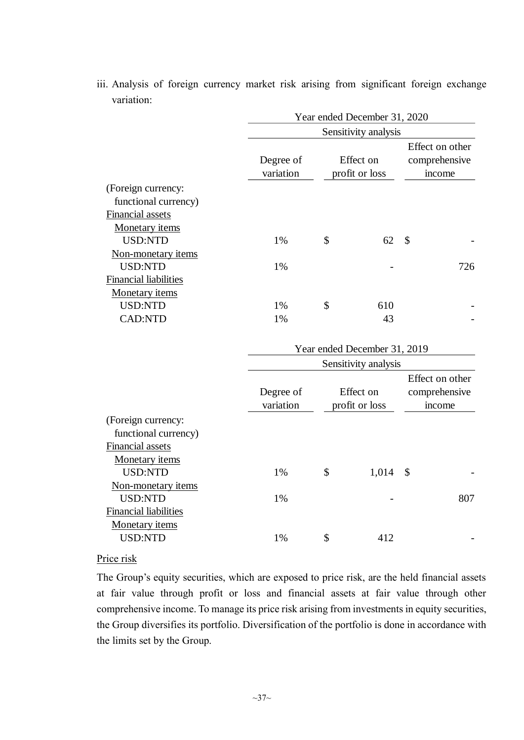iii. Analysis of foreign currency market risk arising from significant foreign exchange variation:

| | Year ended December 31, 2020 | | |
|---|---|---|---|
| | Sensitivity analysis | | |
| | Degree of variation | Effect on profit or loss | Effect on other comprehensive income |
| (Foreign currency: functional currency) | | | |
| Financial assets | | | |
| Monetary items | | | |
| USD:NTD | 1% | $ 62 | $ - |
| Non-monetary items | | | |
| USD:NTD | 1% | - | 726 |
| Financial liabilities | | | |
| Monetary items | | | |
| USD:NTD | 1% | $ 610 | - |
| CAD:NTD | 1% | 43 | - |

| | Year ended December 31, 2019 | | |
|---|---|---|---|
| | Sensitivity analysis | | |
| | Degree of variation | Effect on profit or loss | Effect on other comprehensive income |
| (Foreign currency: functional currency) | | | |
| Financial assets | | | |
| Monetary items | | | |
| USD:NTD | 1% | $ 1,014 | $ - |
| Non-monetary items | | | |
| USD:NTD | 1% | - | 807 |
| Financial liabilities | | | |
| Monetary items | | | |
| USD:NTD | 1% | $ 412 | - |

Price risk

The Group's equity securities, which are exposed to price risk, are the held financial assets at fair value through profit or loss and financial assets at fair value through other comprehensive income. To manage its price risk arising from investments in equity securities, the Group diversifies its portfolio. Diversification of the portfolio is done in accordance with the limits set by the Group.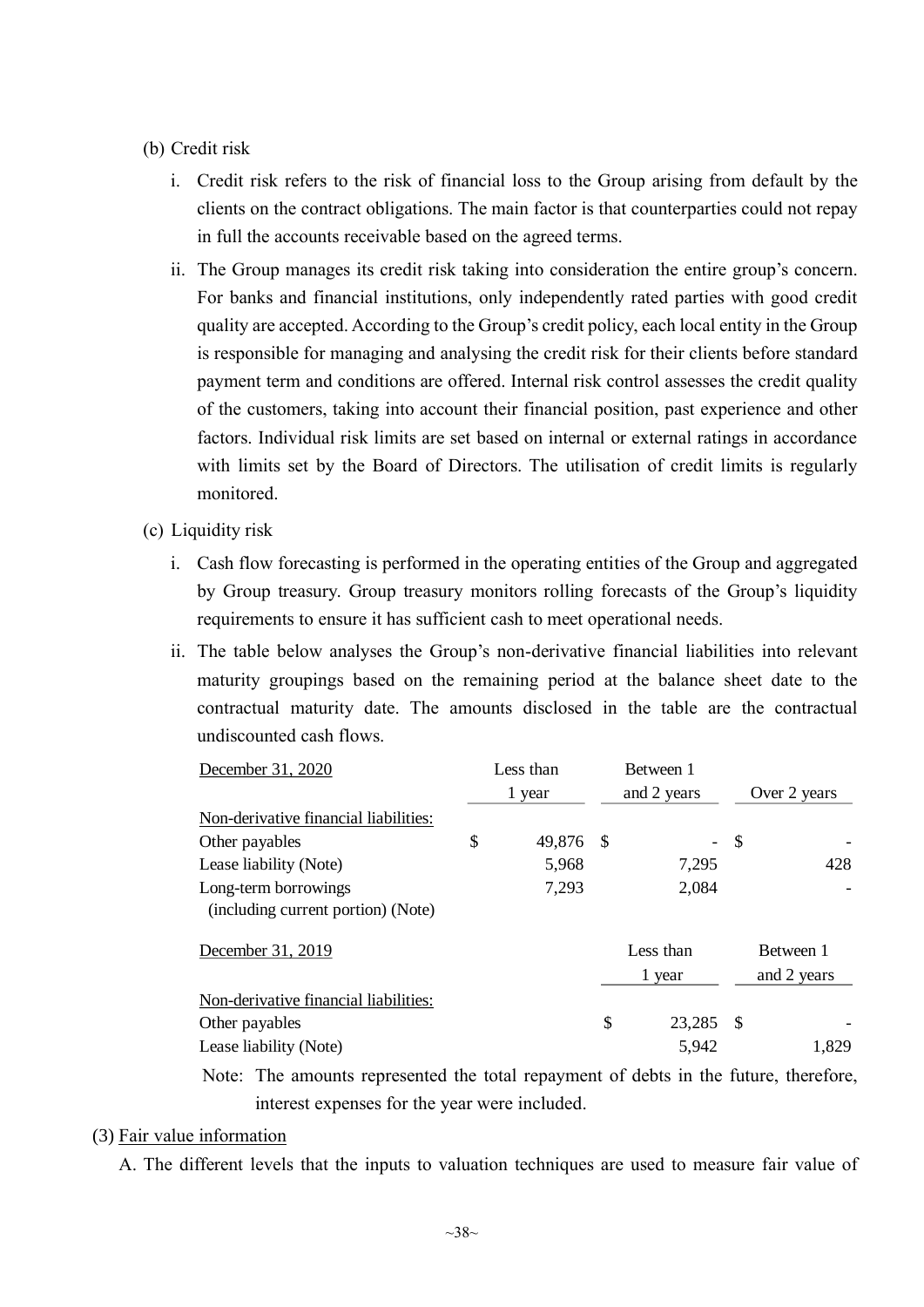(b) Credit risk

i. Credit risk refers to the risk of financial loss to the Group arising from default by the clients on the contract obligations. The main factor is that counterparties could not repay in full the accounts receivable based on the agreed terms.

ii. The Group manages its credit risk taking into consideration the entire group's concern. For banks and financial institutions, only independently rated parties with good credit quality are accepted. According to the Group's credit policy, each local entity in the Group is responsible for managing and analysing the credit risk for their clients before standard payment term and conditions are offered. Internal risk control assesses the credit quality of the customers, taking into account their financial position, past experience and other factors. Individual risk limits are set based on internal or external ratings in accordance with limits set by the Board of Directors. The utilisation of credit limits is regularly monitored.

(c) Liquidity risk

i. Cash flow forecasting is performed in the operating entities of the Group and aggregated by Group treasury. Group treasury monitors rolling forecasts of the Group's liquidity requirements to ensure it has sufficient cash to meet operational needs.

ii. The table below analyses the Group's non-derivative financial liabilities into relevant maturity groupings based on the remaining period at the balance sheet date to the contractual maturity date. The amounts disclosed in the table are the contractual undiscounted cash flows.

| December 31, 2020 | Less than 1 year | Between 1 and 2 years | Over 2 years |
|---|---|---|---|
| Non-derivative financial liabilities: | | | |
| Other payables | $ 49,876 | $ - | $ - |
| Lease liability (Note) | 5,968 | 7,295 | 428 |
| Long-term borrowings (including current portion) (Note) | 7,293 | 2,084 | - |

| December 31, 2019 | Less than 1 year | Between 1 and 2 years |
|---|---|---|
| Non-derivative financial liabilities: | | |
| Other payables | $ 23,285 | $ - |
| Lease liability (Note) | 5,942 | 1,829 |

Note: The amounts represented the total repayment of debts in the future, therefore, interest expenses for the year were included.

(3) Fair value information

A. The different levels that the inputs to valuation techniques are used to measure fair value of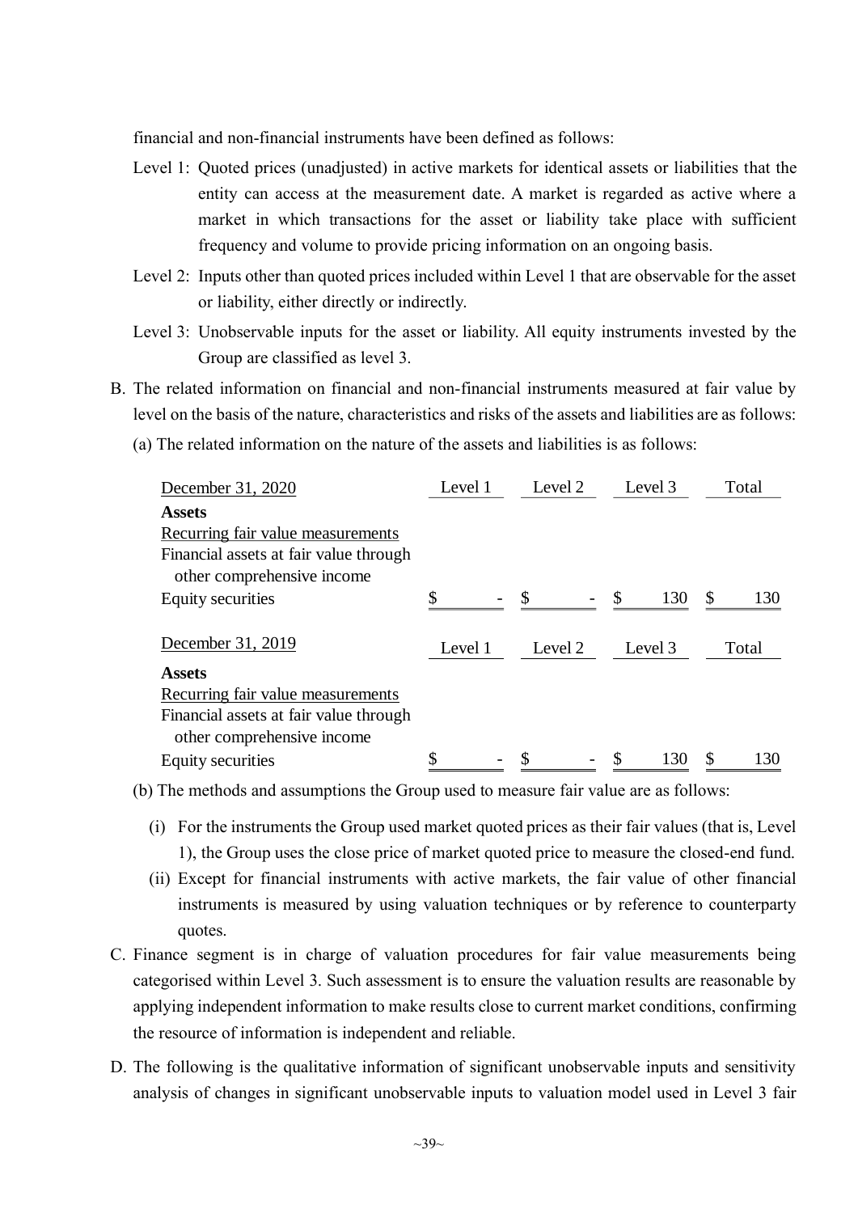financial and non-financial instruments have been defined as follows:

Level 1: Quoted prices (unadjusted) in active markets for identical assets or liabilities that the entity can access at the measurement date. A market is regarded as active where a market in which transactions for the asset or liability take place with sufficient frequency and volume to provide pricing information on an ongoing basis.

Level 2: Inputs other than quoted prices included within Level 1 that are observable for the asset or liability, either directly or indirectly.

Level 3: Unobservable inputs for the asset or liability. All equity instruments invested by the Group are classified as level 3.

B. The related information on financial and non-financial instruments measured at fair value by level on the basis of the nature, characteristics and risks of the assets and liabilities are as follows:

(a) The related information on the nature of the assets and liabilities is as follows:

| December 31, 2020 | Level 1 | Level 2 | Level 3 | Total |
|---|---|---|---|---|
| **Assets** | | | | |
| Recurring fair value measurements | | | | |
| Financial assets at fair value through other comprehensive income | | | | |
| Equity securities | $ - | $ - | $ 130 | $ 130 |

| December 31, 2019 | Level 1 | Level 2 | Level 3 | Total |
|---|---|---|---|---|
| **Assets** | | | | |
| Recurring fair value measurements | | | | |
| Financial assets at fair value through other comprehensive income | | | | |
| Equity securities | $ - | $ - | $ 130 | $ 130 |

(b) The methods and assumptions the Group used to measure fair value are as follows:

(i) For the instruments the Group used market quoted prices as their fair values (that is, Level 1), the Group uses the close price of market quoted price to measure the closed-end fund.

(ii) Except for financial instruments with active markets, the fair value of other financial instruments is measured by using valuation techniques or by reference to counterparty quotes.

C. Finance segment is in charge of valuation procedures for fair value measurements being categorised within Level 3. Such assessment is to ensure the valuation results are reasonable by applying independent information to make results close to current market conditions, confirming the resource of information is independent and reliable.

D. The following is the qualitative information of significant unobservable inputs and sensitivity analysis of changes in significant unobservable inputs to valuation model used in Level 3 fair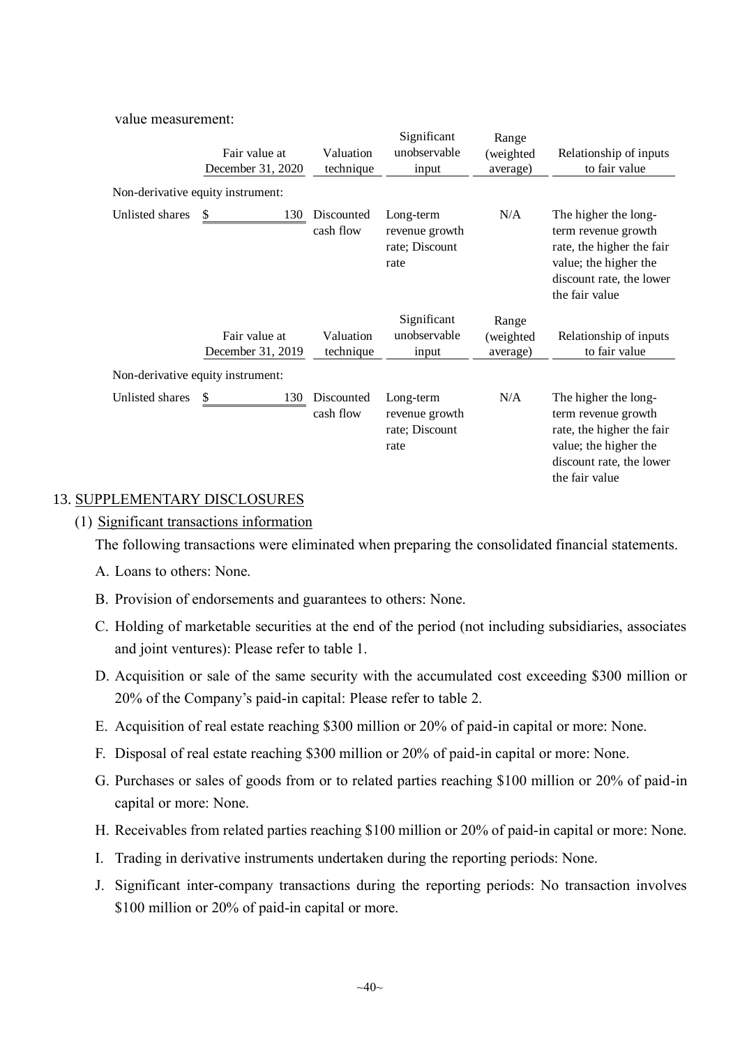value measurement:

| | Fair value at December 31, 2020 | Valuation technique | Significant unobservable input | Range (weighted average) | Relationship of inputs to fair value |
|---|---|---|---|---|---|
| Non-derivative equity instrument: | | | | | |
| Unlisted shares | $ 130 | Discounted cash flow | Long-term revenue growth rate; Discount rate | N/A | The higher the long-term revenue growth rate, the higher the fair value; the higher the discount rate, the lower the fair value |

| | Fair value at December 31, 2019 | Valuation technique | Significant unobservable input | Range (weighted average) | Relationship of inputs to fair value |
|---|---|---|---|---|---|
| Non-derivative equity instrument: | | | | | |
| Unlisted shares | $ 130 | Discounted cash flow | Long-term revenue growth rate; Discount rate | N/A | The higher the long-term revenue growth rate, the higher the fair value; the higher the discount rate, the lower the fair value |

## 13. SUPPLEMENTARY DISCLOSURES

### (1) Significant transactions information

The following transactions were eliminated when preparing the consolidated financial statements.

A. Loans to others: None.

B. Provision of endorsements and guarantees to others: None.

C. Holding of marketable securities at the end of the period (not including subsidiaries, associates and joint ventures): Please refer to table 1.

D. Acquisition or sale of the same security with the accumulated cost exceeding $300 million or 20% of the Company's paid-in capital: Please refer to table 2.

E. Acquisition of real estate reaching $300 million or 20% of paid-in capital or more: None.

F. Disposal of real estate reaching $300 million or 20% of paid-in capital or more: None.

G. Purchases or sales of goods from or to related parties reaching $100 million or 20% of paid-in capital or more: None.

H. Receivables from related parties reaching $100 million or 20% of paid-in capital or more: None.

I. Trading in derivative instruments undertaken during the reporting periods: None.

J. Significant inter-company transactions during the reporting periods: No transaction involves $100 million or 20% of paid-in capital or more.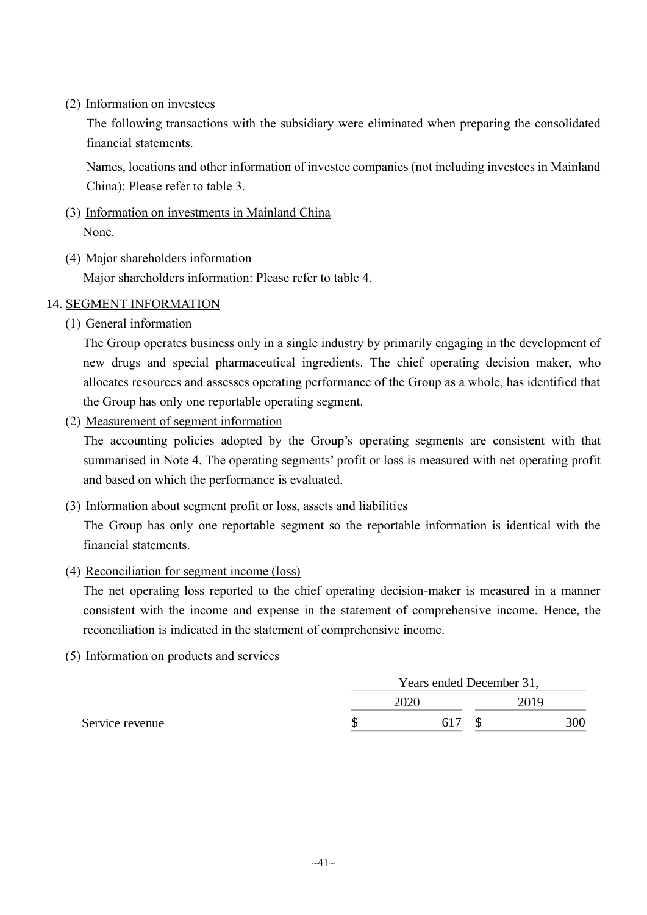(2) Information on investees

The following transactions with the subsidiary were eliminated when preparing the consolidated financial statements.

Names, locations and other information of investee companies (not including investees in Mainland China): Please refer to table 3.

(3) Information on investments in Mainland China

None.

(4) Major shareholders information

Major shareholders information: Please refer to table 4.

## 14. SEGMENT INFORMATION

(1) General information

The Group operates business only in a single industry by primarily engaging in the development of new drugs and special pharmaceutical ingredients. The chief operating decision maker, who allocates resources and assesses operating performance of the Group as a whole, has identified that the Group has only one reportable operating segment.

(2) Measurement of segment information

The accounting policies adopted by the Group's operating segments are consistent with that summarised in Note 4. The operating segments' profit or loss is measured with net operating profit and based on which the performance is evaluated.

(3) Information about segment profit or loss, assets and liabilities

The Group has only one reportable segment so the reportable information is identical with the financial statements.

(4) Reconciliation for segment income (loss)

The net operating loss reported to the chief operating decision-maker is measured in a manner consistent with the income and expense in the statement of comprehensive income. Hence, the reconciliation is indicated in the statement of comprehensive income.

(5) Information on products and services

| | Years ended December 31, | |
|---|---|---|
| | 2020 | 2019 |
| Service revenue | $ 617 | $ 300 |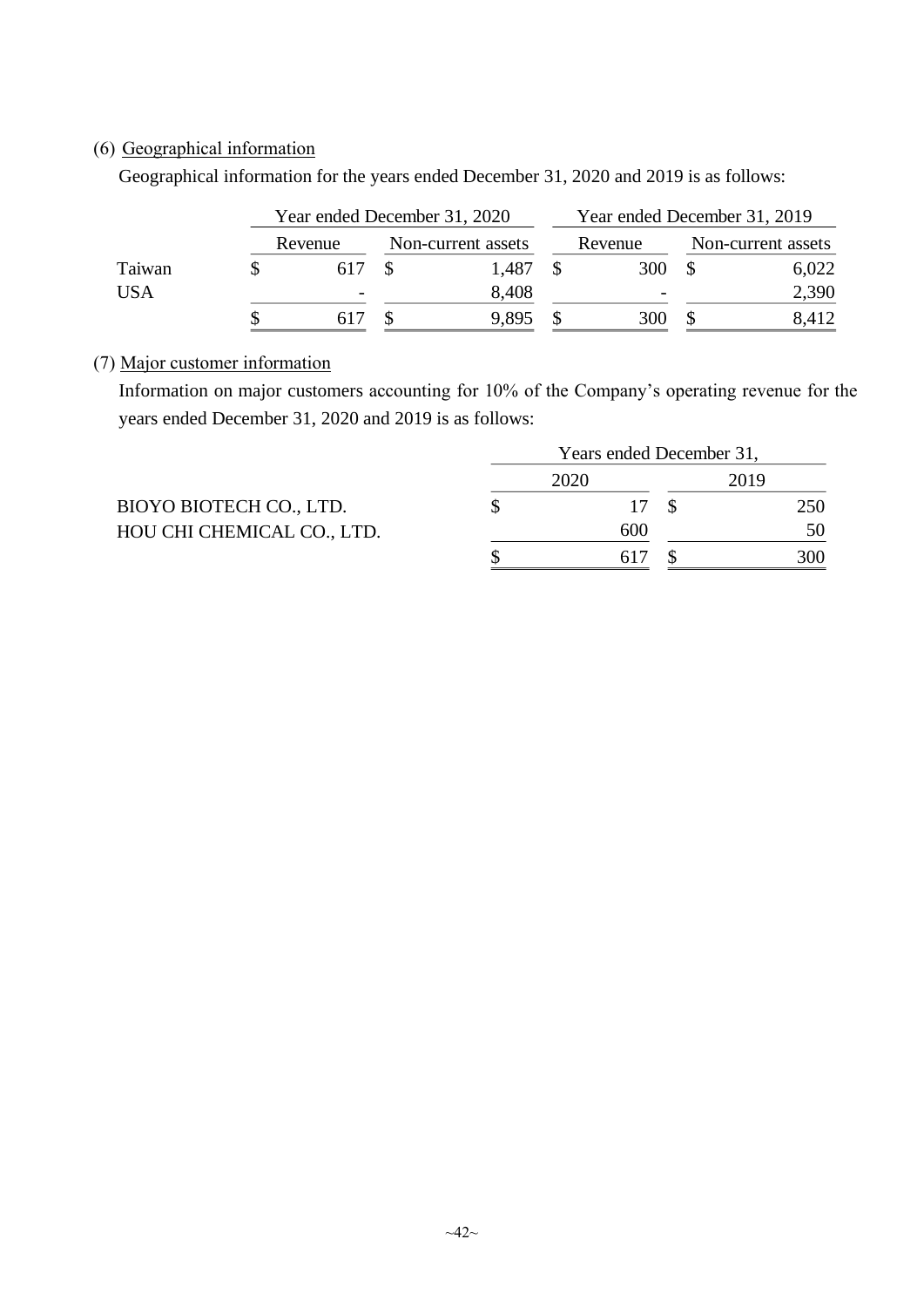(6) Geographical information

Geographical information for the years ended December 31, 2020 and 2019 is as follows:

| | Year ended December 31, 2020 | | Year ended December 31, 2019 | |
|---|---|---|---|---|
| | Revenue | Non-current assets | Revenue | Non-current assets |
| Taiwan | $ 617 | $ 1,487 | $ 300 | $ 6,022 |
| USA | - | 8,408 | - | 2,390 |
| | $ 617 | $ 9,895 | $ 300 | $ 8,412 |

(7) Major customer information

Information on major customers accounting for 10% of the Company's operating revenue for the years ended December 31, 2020 and 2019 is as follows:

| | Years ended December 31, | |
|---|---|---|
| | 2020 | 2019 |
| BIOYO BIOTECH CO., LTD. | $ 17 | $ 250 |
| HOU CHI CHEMICAL CO., LTD. | 600 | 50 |
| | $ 617 | $ 300 |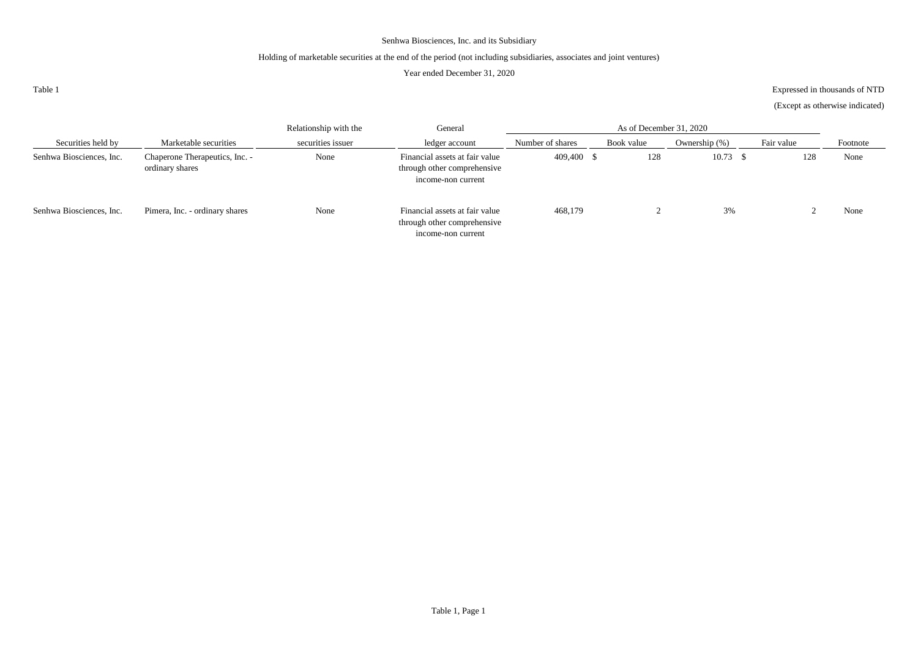Senhwa Biosciences, Inc. and its Subsidiary

Holding of marketable securities at the end of the period (not including subsidiaries, associates and joint ventures)

Year ended December 31, 2020

Table 1

Expressed in thousands of NTD

(Except as otherwise indicated)

| Securities held by | Marketable securities | Relationship with the securities issuer | General ledger account | As of December 31, 2020 | | | | Footnote |
|---|---|---|---|---|---|---|---|---|
| | | | | Number of shares | Book value | Ownership (%) | Fair value | |
| Senhwa Biosciences, Inc. | Chaperone Therapeutics, Inc. - ordinary shares | None | Financial assets at fair value through other comprehensive income-non current | 409,400 | $ 128 | 10.73 | $ 128 | None |
| Senhwa Biosciences, Inc. | Pimera, Inc. - ordinary shares | None | Financial assets at fair value through other comprehensive income-non current | 468,179 | 2 | 3% | 2 | None |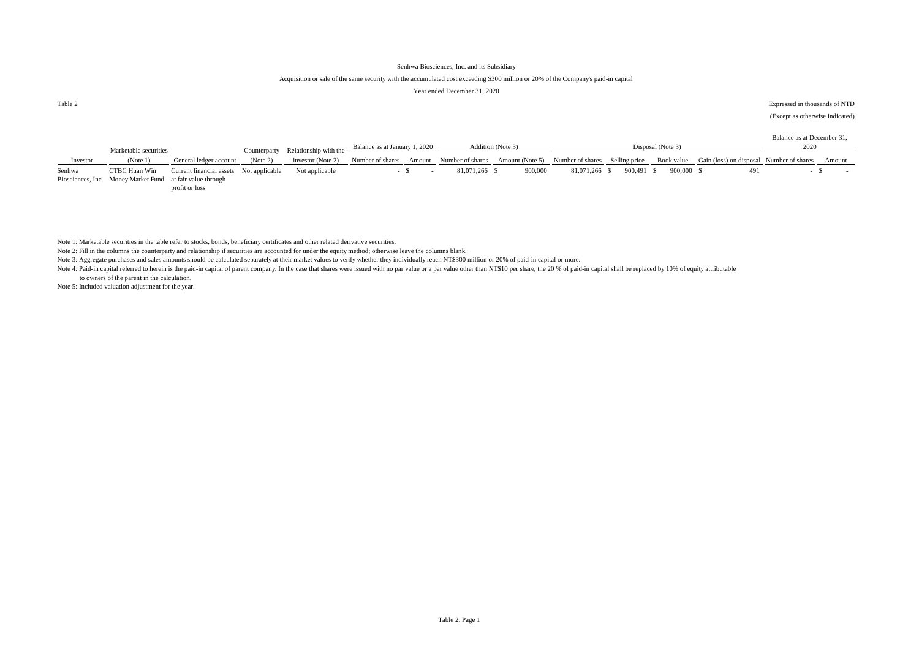Senhwa Biosciences, Inc. and its Subsidiary

Acquisition or sale of the same security with the accumulated cost exceeding $300 million or 20% of the Company's paid-in capital

Year ended December 31, 2020

Table 2

Expressed in thousands of NTD

(Except as otherwise indicated)

| Investor | Marketable securities (Note 1) | General ledger account | Counterparty (Note 2) | Relationship with the investor (Note 2) | Balance as at January 1, 2020 | | Addition (Note 3) | | Disposal (Note 3) | | | | Balance as at December 31, 2020 | |
|---|---|---|---|---|---|---|---|---|---|---|---|---|---|---|
| | | | | | Number of shares | Amount | Number of shares | Amount (Note 5) | Number of shares | Selling price | Book value | Gain (loss) on disposal | Number of shares | Amount |
| Senhwa Biosciences, Inc. | CTBC Huan Win Money Market Fund | Current financial assets at fair value through profit or loss | Not applicable | Not applicable | - | $ - | 81,071,266 | $ 900,000 | 81,071,266 | $ 900,491 | $ 900,000 | $ 491 | - | $ - |

Note 1: Marketable securities in the table refer to stocks, bonds, beneficiary certificates and other related derivative securities.

Note 2: Fill in the columns the counterparty and relationship if securities are accounted for under the equity method; otherwise leave the columns blank.

Note 3: Aggregate purchases and sales amounts should be calculated separately at their market values to verify whether they individually reach NT$300 million or 20% of paid-in capital or more.

Note 4: Paid-in capital referred to herein is the paid-in capital of parent company. In the case that shares were issued with no par value or a par value other than NT$10 per share, the 20 % of paid-in capital shall be replaced by 10% of equity attributable to owners of the parent in the calculation.

Note 5: Included valuation adjustment for the year.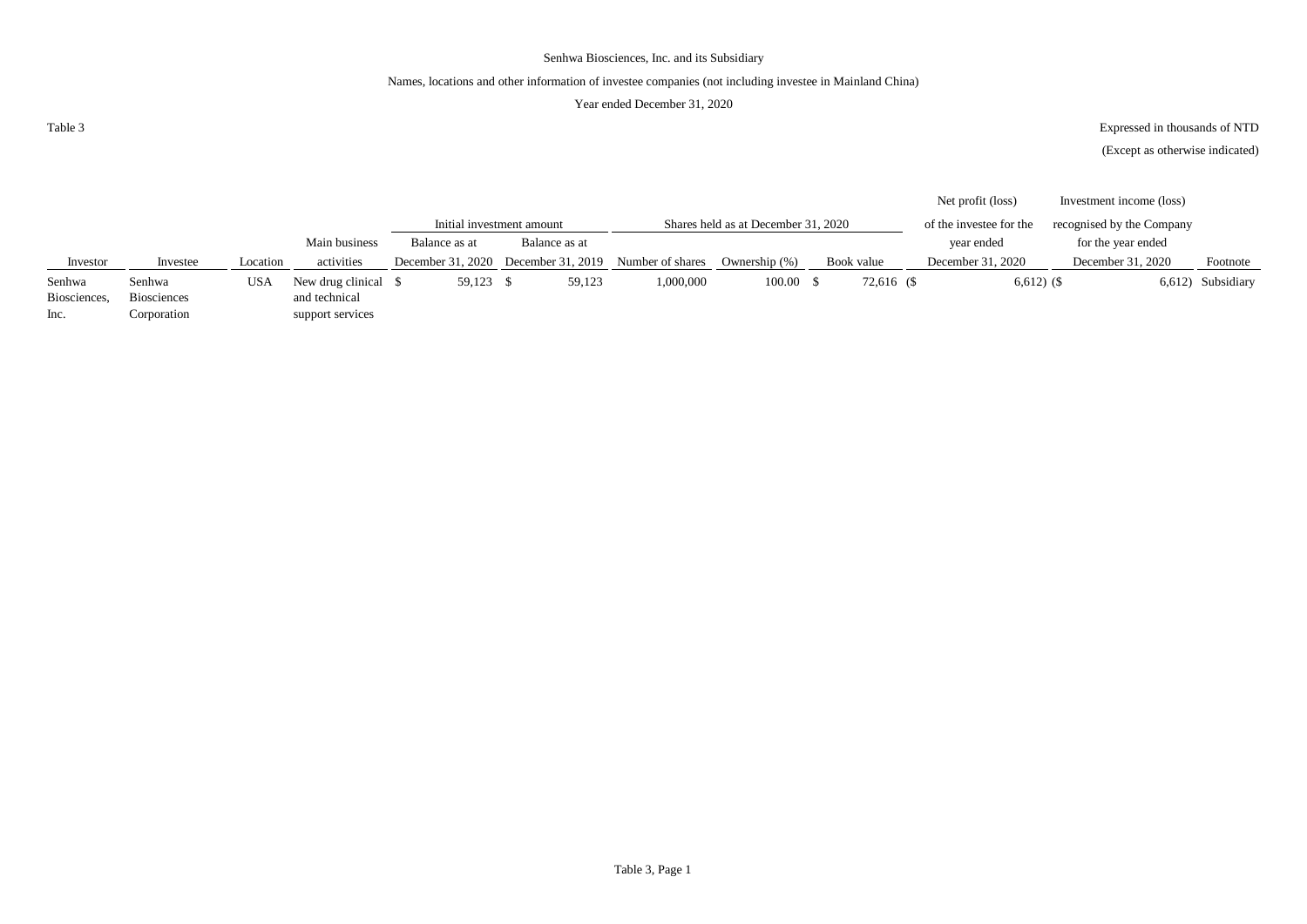Senhwa Biosciences, Inc. and its Subsidiary

Names, locations and other information of investee companies (not including investee in Mainland China)

Year ended December 31, 2020

Table 3

Expressed in thousands of NTD

(Except as otherwise indicated)

| Investor | Investee | Location | Main business activities | Initial investment amount | | Shares held as at December 31, 2020 | | | Net profit (loss) of the investee for the year ended December 31, 2020 | Investment income (loss) recognised by the Company for the year ended December 31, 2020 | Footnote |
|---|---|---|---|---|---|---|---|---|---|---|---|
| | | | | Balance as at December 31, 2020 | Balance as at December 31, 2019 | Number of shares | Ownership (%) | Book value | | | |
| Senhwa Biosciences, Inc. | Senhwa Biosciences Corporation | USA | New drug clinical and technical support services | $ 59,123 | $ 59,123 | 1,000,000 | 100.00 | $ 72,616 | ($ 6,612) | ($ 6,612) | Subsidiary |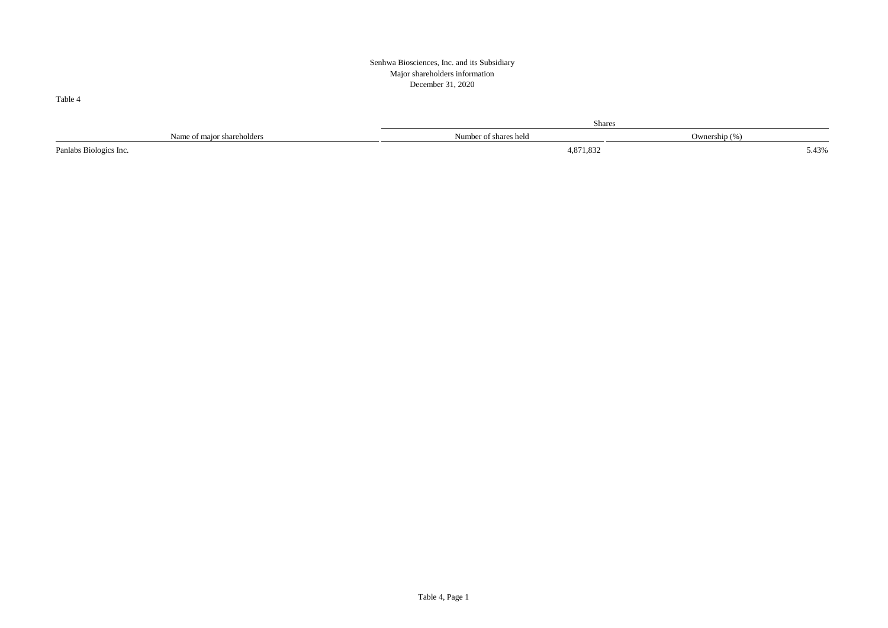Senhwa Biosciences, Inc. and its Subsidiary
Major shareholders information
December 31, 2020

Table 4

| Name of major shareholders | Shares | |
|---|---|---|
| | Number of shares held | Ownership (%) |
| Panlabs Biologics Inc. | 4,871,832 | 5.43% |